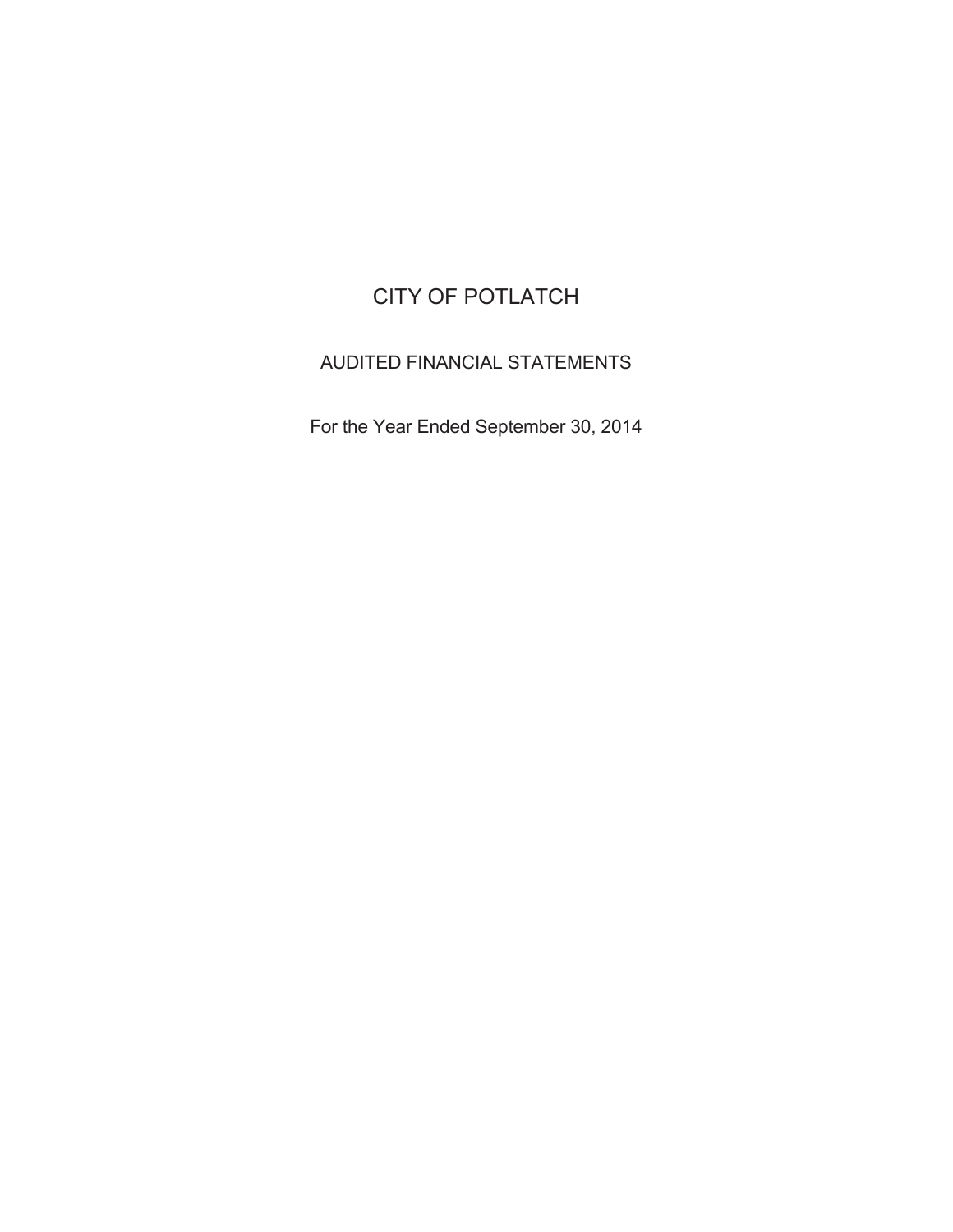# CITY OF POTLATCH

## AUDITED FINANCIAL STATEMENTS

For the Year Ended September 30, 2014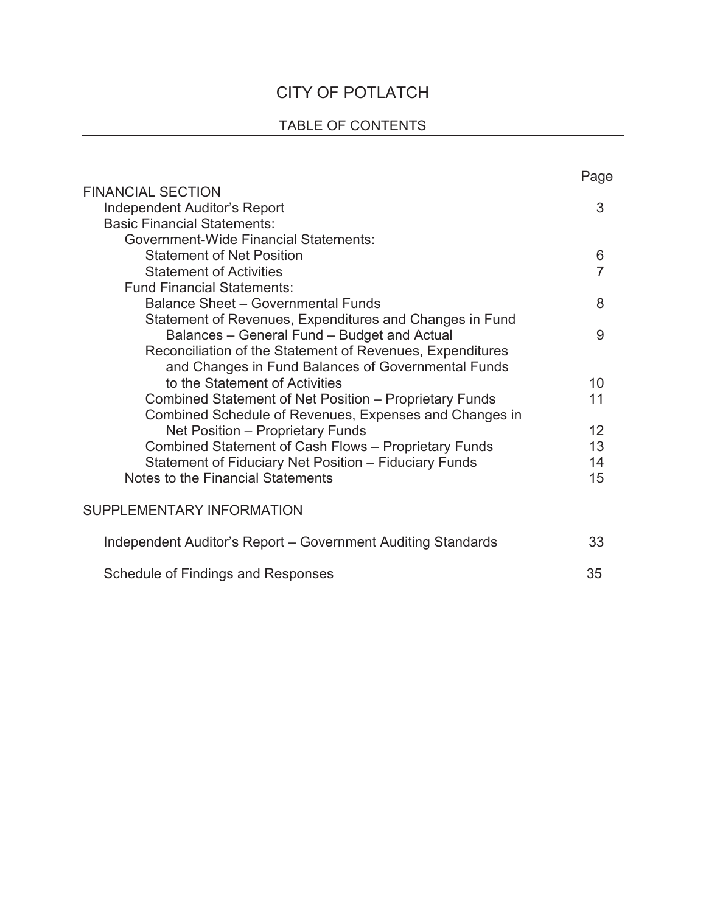# CITY OF POTLATCH

## TABLE OF CONTENTS

| | Page |
|---|---|
| FINANCIAL SECTION | |
| Independent Auditor's Report | 3 |
| Basic Financial Statements: | |
| Government-Wide Financial Statements: | |
| Statement of Net Position | 6 |
| Statement of Activities | 7 |
| Fund Financial Statements: | |
| Balance Sheet – Governmental Funds | 8 |
| Statement of Revenues, Expenditures and Changes in Fund Balances – General Fund – Budget and Actual | 9 |
| Reconciliation of the Statement of Revenues, Expenditures and Changes in Fund Balances of Governmental Funds to the Statement of Activities | 10 |
| Combined Statement of Net Position – Proprietary Funds | 11 |
| Combined Schedule of Revenues, Expenses and Changes in Net Position – Proprietary Funds | 12 |
| Combined Statement of Cash Flows – Proprietary Funds | 13 |
| Statement of Fiduciary Net Position – Fiduciary Funds | 14 |
| Notes to the Financial Statements | 15 |
| SUPPLEMENTARY INFORMATION | |
| Independent Auditor's Report – Government Auditing Standards | 33 |
| Schedule of Findings and Responses | 35 |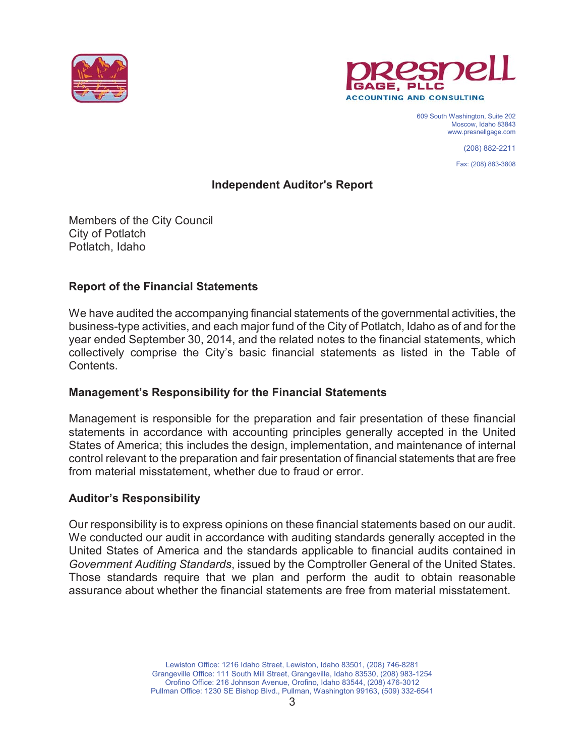**Presnell Gage, PLLC**
ACCOUNTING AND CONSULTING

609 South Washington, Suite 202
Moscow, Idaho 83843
www.presnellgage.com

(208) 882-2211

Fax: (208) 883-3808

# Independent Auditor's Report

Members of the City Council
City of Potlatch
Potlatch, Idaho

## Report of the Financial Statements

We have audited the accompanying financial statements of the governmental activities, the business-type activities, and each major fund of the City of Potlatch, Idaho as of and for the year ended September 30, 2014, and the related notes to the financial statements, which collectively comprise the City's basic financial statements as listed in the Table of Contents.

## Management's Responsibility for the Financial Statements

Management is responsible for the preparation and fair presentation of these financial statements in accordance with accounting principles generally accepted in the United States of America; this includes the design, implementation, and maintenance of internal control relevant to the preparation and fair presentation of financial statements that are free from material misstatement, whether due to fraud or error.

## Auditor's Responsibility

Our responsibility is to express opinions on these financial statements based on our audit. We conducted our audit in accordance with auditing standards generally accepted in the United States of America and the standards applicable to financial audits contained in *Government Auditing Standards*, issued by the Comptroller General of the United States. Those standards require that we plan and perform the audit to obtain reasonable assurance about whether the financial statements are free from material misstatement.

Lewiston Office: 1216 Idaho Street, Lewiston, Idaho 83501, (208) 746-8281
Grangeville Office: 111 South Mill Street, Grangeville, Idaho 83530, (208) 983-1254
Orofino Office: 216 Johnson Avenue, Orofino, Idaho 83544, (208) 476-3012
Pullman Office: 1230 SE Bishop Blvd., Pullman, Washington 99163, (509) 332-6541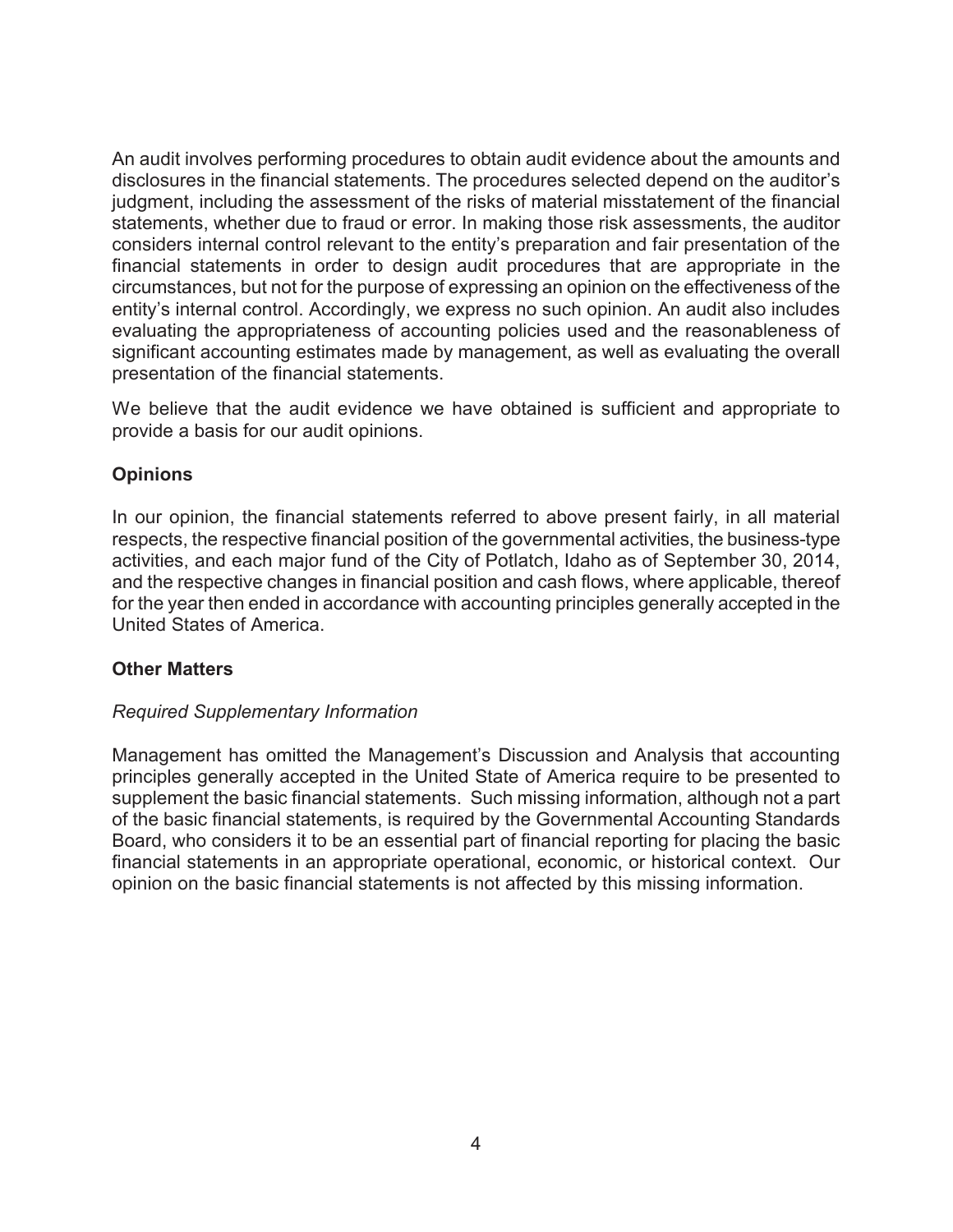An audit involves performing procedures to obtain audit evidence about the amounts and disclosures in the financial statements. The procedures selected depend on the auditor's judgment, including the assessment of the risks of material misstatement of the financial statements, whether due to fraud or error. In making those risk assessments, the auditor considers internal control relevant to the entity's preparation and fair presentation of the financial statements in order to design audit procedures that are appropriate in the circumstances, but not for the purpose of expressing an opinion on the effectiveness of the entity's internal control. Accordingly, we express no such opinion. An audit also includes evaluating the appropriateness of accounting policies used and the reasonableness of significant accounting estimates made by management, as well as evaluating the overall presentation of the financial statements.

We believe that the audit evidence we have obtained is sufficient and appropriate to provide a basis for our audit opinions.

**Opinions**

In our opinion, the financial statements referred to above present fairly, in all material respects, the respective financial position of the governmental activities, the business-type activities, and each major fund of the City of Potlatch, Idaho as of September 30, 2014, and the respective changes in financial position and cash flows, where applicable, thereof for the year then ended in accordance with accounting principles generally accepted in the United States of America.

**Other Matters**

*Required Supplementary Information*

Management has omitted the Management's Discussion and Analysis that accounting principles generally accepted in the United State of America require to be presented to supplement the basic financial statements. Such missing information, although not a part of the basic financial statements, is required by the Governmental Accounting Standards Board, who considers it to be an essential part of financial reporting for placing the basic financial statements in an appropriate operational, economic, or historical context. Our opinion on the basic financial statements is not affected by this missing information.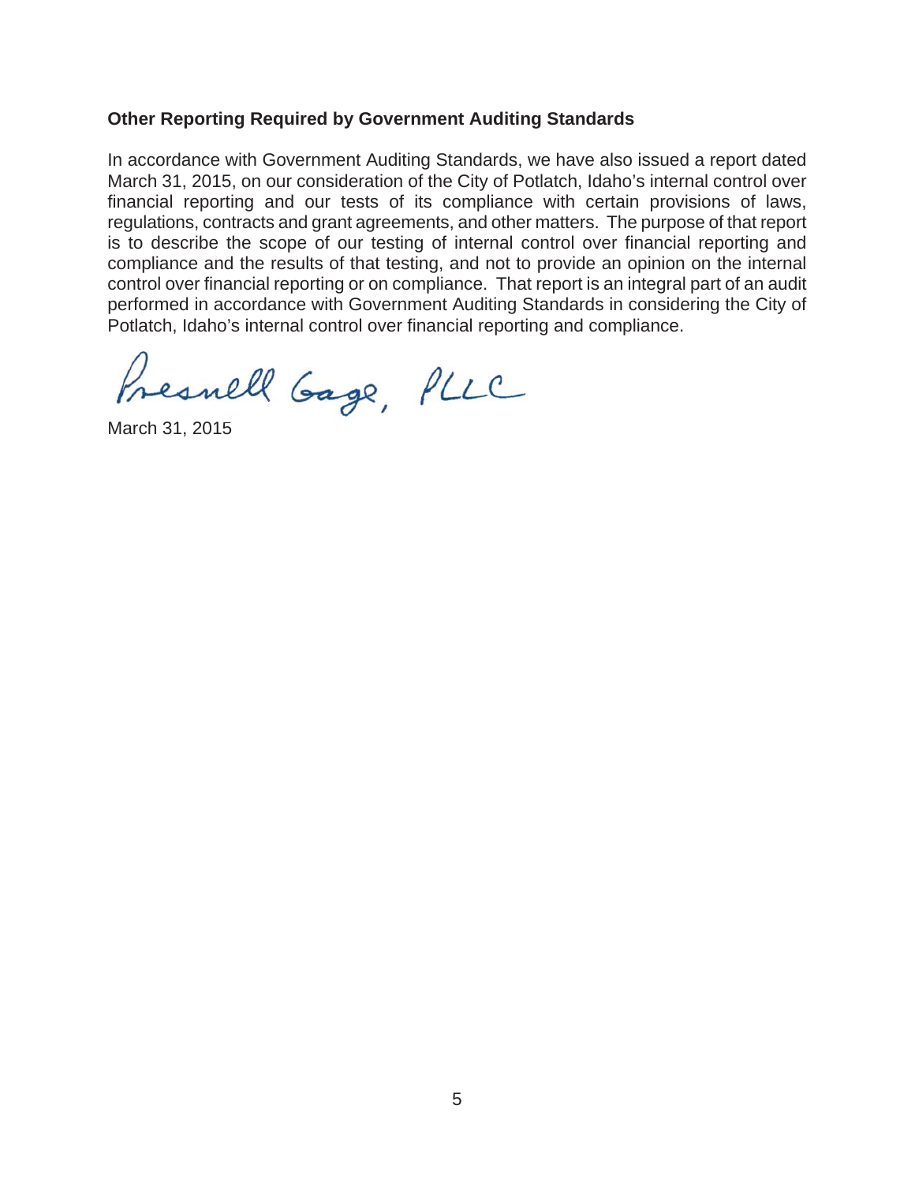**Other Reporting Required by Government Auditing Standards**

In accordance with Government Auditing Standards, we have also issued a report dated March 31, 2015, on our consideration of the City of Potlatch, Idaho's internal control over financial reporting and our tests of its compliance with certain provisions of laws, regulations, contracts and grant agreements, and other matters. The purpose of that report is to describe the scope of our testing of internal control over financial reporting and compliance and the results of that testing, and not to provide an opinion on the internal control over financial reporting or on compliance. That report is an integral part of an audit performed in accordance with Government Auditing Standards in considering the City of Potlatch, Idaho's internal control over financial reporting and compliance.

Presnell Gage, PLLC

March 31, 2015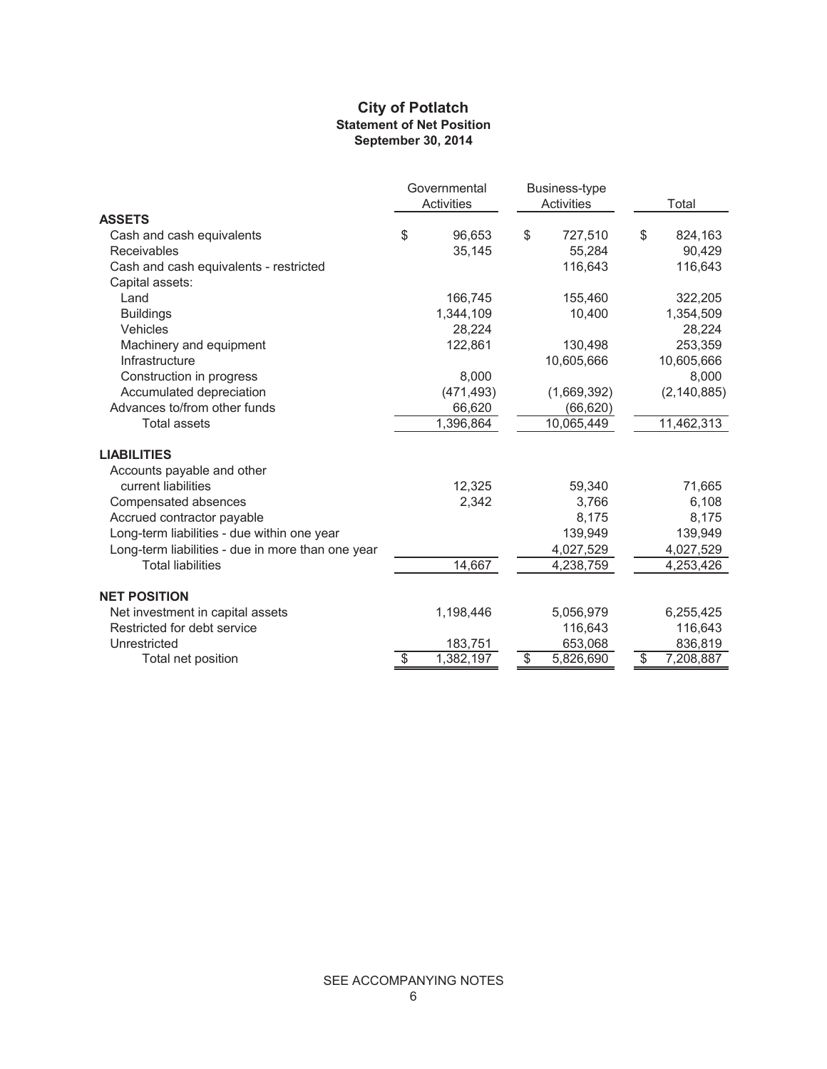# City of Potlatch
## Statement of Net Position
### September 30, 2014

| | Governmental Activities | Business-type Activities | Total |
|---|---|---|---|
| **ASSETS** | | | |
| Cash and cash equivalents | $ 96,653 | $ 727,510 | $ 824,163 |
| Receivables | 35,145 | 55,284 | 90,429 |
| Cash and cash equivalents - restricted | | 116,643 | 116,643 |
| Capital assets: | | | |
| Land | 166,745 | 155,460 | 322,205 |
| Buildings | 1,344,109 | 10,400 | 1,354,509 |
| Vehicles | 28,224 | | 28,224 |
| Machinery and equipment | 122,861 | 130,498 | 253,359 |
| Infrastructure | | 10,605,666 | 10,605,666 |
| Construction in progress | 8,000 | | 8,000 |
| Accumulated depreciation | (471,493) | (1,669,392) | (2,140,885) |
| Advances to/from other funds | 66,620 | (66,620) | |
| Total assets | 1,396,864 | 10,065,449 | 11,462,313 |
| **LIABILITIES** | | | |
| Accounts payable and other current liabilities | 12,325 | 59,340 | 71,665 |
| Compensated absences | 2,342 | 3,766 | 6,108 |
| Accrued contractor payable | | 8,175 | 8,175 |
| Long-term liabilities - due within one year | | 139,949 | 139,949 |
| Long-term liabilities - due in more than one year | | 4,027,529 | 4,027,529 |
| Total liabilities | 14,667 | 4,238,759 | 4,253,426 |
| **NET POSITION** | | | |
| Net investment in capital assets | 1,198,446 | 5,056,979 | 6,255,425 |
| Restricted for debt service | | 116,643 | 116,643 |
| Unrestricted | 183,751 | 653,068 | 836,819 |
| Total net position | $ 1,382,197 | $ 5,826,690 | $ 7,208,887 |

SEE ACCOMPANYING NOTES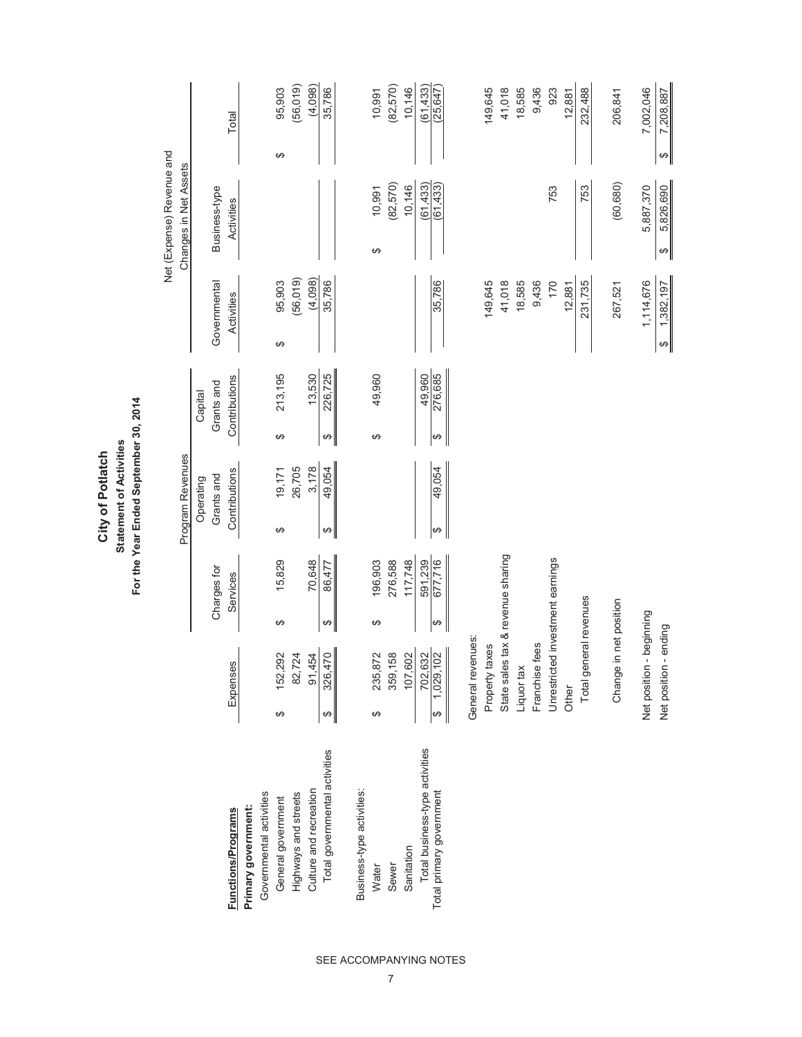# City of Potlatch
## Statement of Activities
### For the Year Ended September 30, 2014

| | | Program Revenues | | | Net (Expense) Revenue and Changes in Net Assets | | |
|---|---|---|---|---|---|---|---|
| **Functions/Programs** | Expenses | Charges for Services | Operating Grants and Contributions | Capital Grants and Contributions | Governmental Activities | Business-type Activities | Total |
| **Primary government:** | | | | | | | |
| Governmental activities | | | | | | | |
| General government | $ 152,292 | $ 15,829 | $ 19,171 | $ 213,195 | $ 95,903 | | $ 95,903 |
| Highways and streets | 82,724 | | 26,705 | | (56,019) | | (56,019) |
| Culture and recreation | 91,454 | 70,648 | 3,178 | 13,530 | (4,098) | | (4,098) |
| Total governmental activities | $ 326,470 | $ 86,477 | $ 49,054 | $ 226,725 | 35,786 | | 35,786 |
| Business-type activities: | | | | | | | |
| Water | $ 235,872 | $ 196,903 | | $ 49,960 | | $ 10,991 | 10,991 |
| Sewer | 359,158 | 276,588 | | | | (82,570) | (82,570) |
| Sanitation | 107,602 | 117,748 | | | | 10,146 | 10,146 |
| Total business-type activities | 702,632 | 591,239 | | 49,960 | | (61,433) | (61,433) |
| Total primary government | $ 1,029,102 | $ 677,716 | $ 49,054 | $ 276,685 | 35,786 | (61,433) | (25,647) |
| General revenues: | | | | | | | |
| Property taxes | | | | | 149,645 | | 149,645 |
| State sales tax & revenue sharing | | | | | 41,018 | | 41,018 |
| Liquor tax | | | | | 18,585 | | 18,585 |
| Franchise fees | | | | | 9,436 | | 9,436 |
| Unrestricted investment earnings | | | | | 170 | 753 | 923 |
| Other | | | | | 12,881 | | 12,881 |
| Total general revenues | | | | | 231,735 | 753 | 232,488 |
| Change in net position | | | | | 267,521 | (60,680) | 206,841 |
| Net position - beginning | | | | | 1,114,676 | 5,887,370 | 7,002,046 |
| Net position - ending | | | | | $ 1,382,197 | $ 5,826,690 | $ 7,208,887 |

SEE ACCOMPANYING NOTES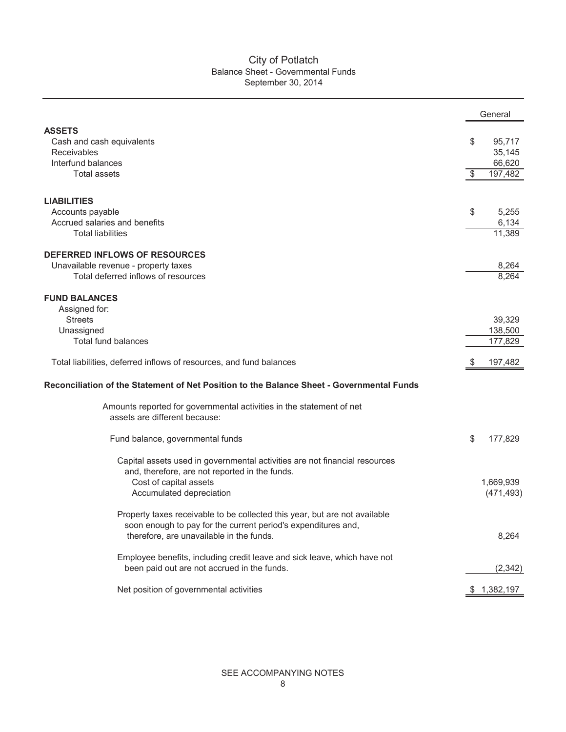# City of Potlatch

## Balance Sheet - Governmental Funds

September 30, 2014

| | General |
|---|---|
| **ASSETS** | |
| Cash and cash equivalents | $ 95,717 |
| Receivables | 35,145 |
| Interfund balances | 66,620 |
| Total assets | $ 197,482 |
| | |
| **LIABILITIES** | |
| Accounts payable | $ 5,255 |
| Accrued salaries and benefits | 6,134 |
| Total liabilities | 11,389 |
| | |
| **DEFERRED INFLOWS OF RESOURCES** | |
| Unavailable revenue - property taxes | 8,264 |
| Total deferred inflows of resources | 8,264 |
| | |
| **FUND BALANCES** | |
| Assigned for: | |
| Streets | 39,329 |
| Unassigned | 138,500 |
| Total fund balances | 177,829 |
| | |
| Total liabilities, deferred inflows of resources, and fund balances | $ 197,482 |

**Reconciliation of the Statement of Net Position to the Balance Sheet - Governmental Funds**

Amounts reported for governmental activities in the statement of net assets are different because:

| | |
|---|---|
| Fund balance, governmental funds | $ 177,829 |
| Capital assets used in governmental activities are not financial resources and, therefore, are not reported in the funds. | |
| Cost of capital assets | 1,669,939 |
| Accumulated depreciation | (471,493) |
| Property taxes receivable to be collected this year, but are not available soon enough to pay for the current period's expenditures and, therefore, are unavailable in the funds. | 8,264 |
| Employee benefits, including credit leave and sick leave, which have not been paid out are not accrued in the funds. | (2,342) |
| Net position of governmental activities | $ 1,382,197 |

SEE ACCOMPANYING NOTES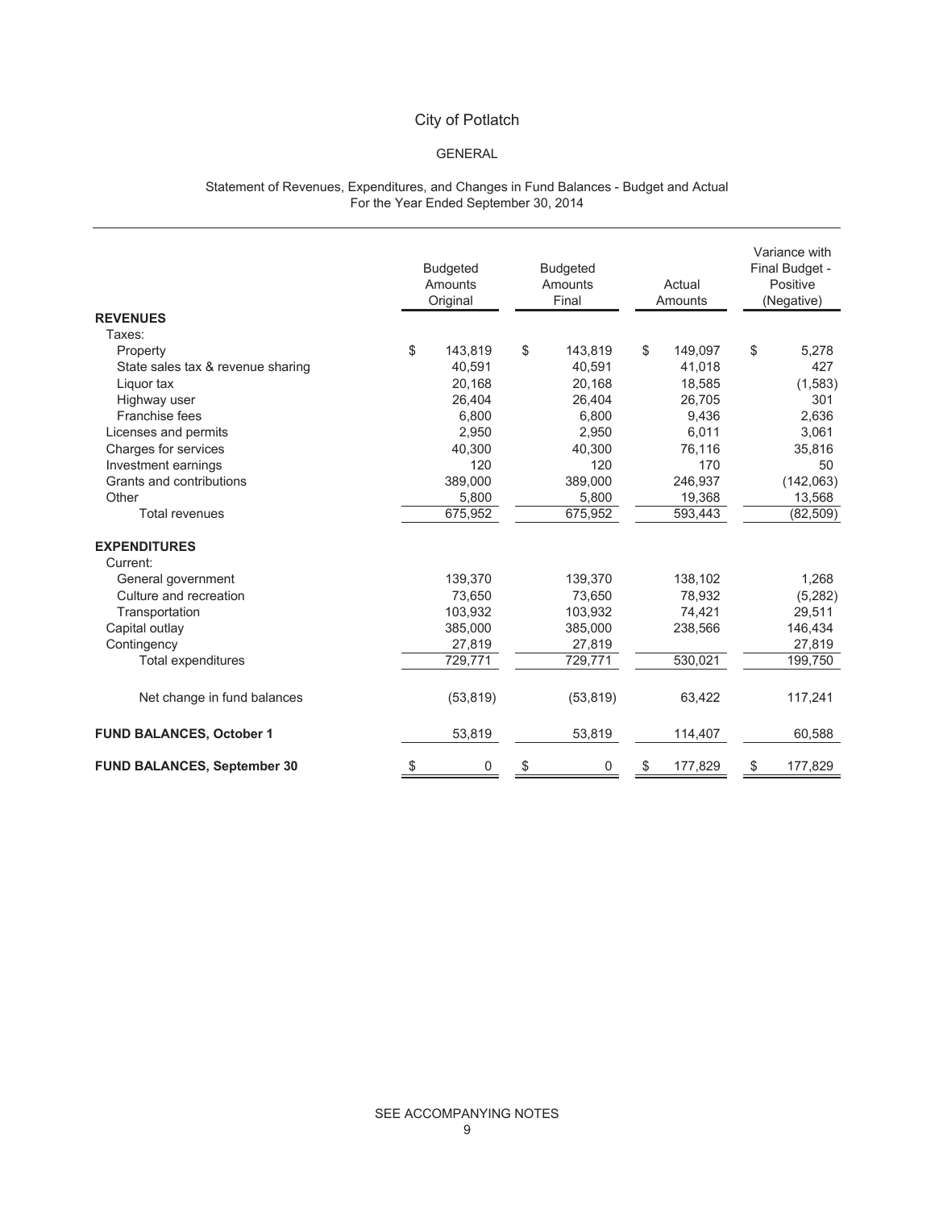# City of Potlatch

## GENERAL

### Statement of Revenues, Expenditures, and Changes in Fund Balances - Budget and Actual
For the Year Ended September 30, 2014

| | Budgeted Amounts Original | Budgeted Amounts Final | Actual Amounts | Variance with Final Budget - Positive (Negative) |
|---|---|---|---|---|
| **REVENUES** | | | | |
| Taxes: | | | | |
| Property | $ 143,819 | $ 143,819 | $ 149,097 | $ 5,278 |
| State sales tax & revenue sharing | 40,591 | 40,591 | 41,018 | 427 |
| Liquor tax | 20,168 | 20,168 | 18,585 | (1,583) |
| Highway user | 26,404 | 26,404 | 26,705 | 301 |
| Franchise fees | 6,800 | 6,800 | 9,436 | 2,636 |
| Licenses and permits | 2,950 | 2,950 | 6,011 | 3,061 |
| Charges for services | 40,300 | 40,300 | 76,116 | 35,816 |
| Investment earnings | 120 | 120 | 170 | 50 |
| Grants and contributions | 389,000 | 389,000 | 246,937 | (142,063) |
| Other | 5,800 | 5,800 | 19,368 | 13,568 |
| Total revenues | 675,952 | 675,952 | 593,443 | (82,509) |
| **EXPENDITURES** | | | | |
| Current: | | | | |
| General government | 139,370 | 139,370 | 138,102 | 1,268 |
| Culture and recreation | 73,650 | 73,650 | 78,932 | (5,282) |
| Transportation | 103,932 | 103,932 | 74,421 | 29,511 |
| Capital outlay | 385,000 | 385,000 | 238,566 | 146,434 |
| Contingency | 27,819 | 27,819 | | 27,819 |
| Total expenditures | 729,771 | 729,771 | 530,021 | 199,750 |
| Net change in fund balances | (53,819) | (53,819) | 63,422 | 117,241 |
| **FUND BALANCES, October 1** | 53,819 | 53,819 | 114,407 | 60,588 |
| **FUND BALANCES, September 30** | $ 0 | $ 0 | $ 177,829 | $ 177,829 |

SEE ACCOMPANYING NOTES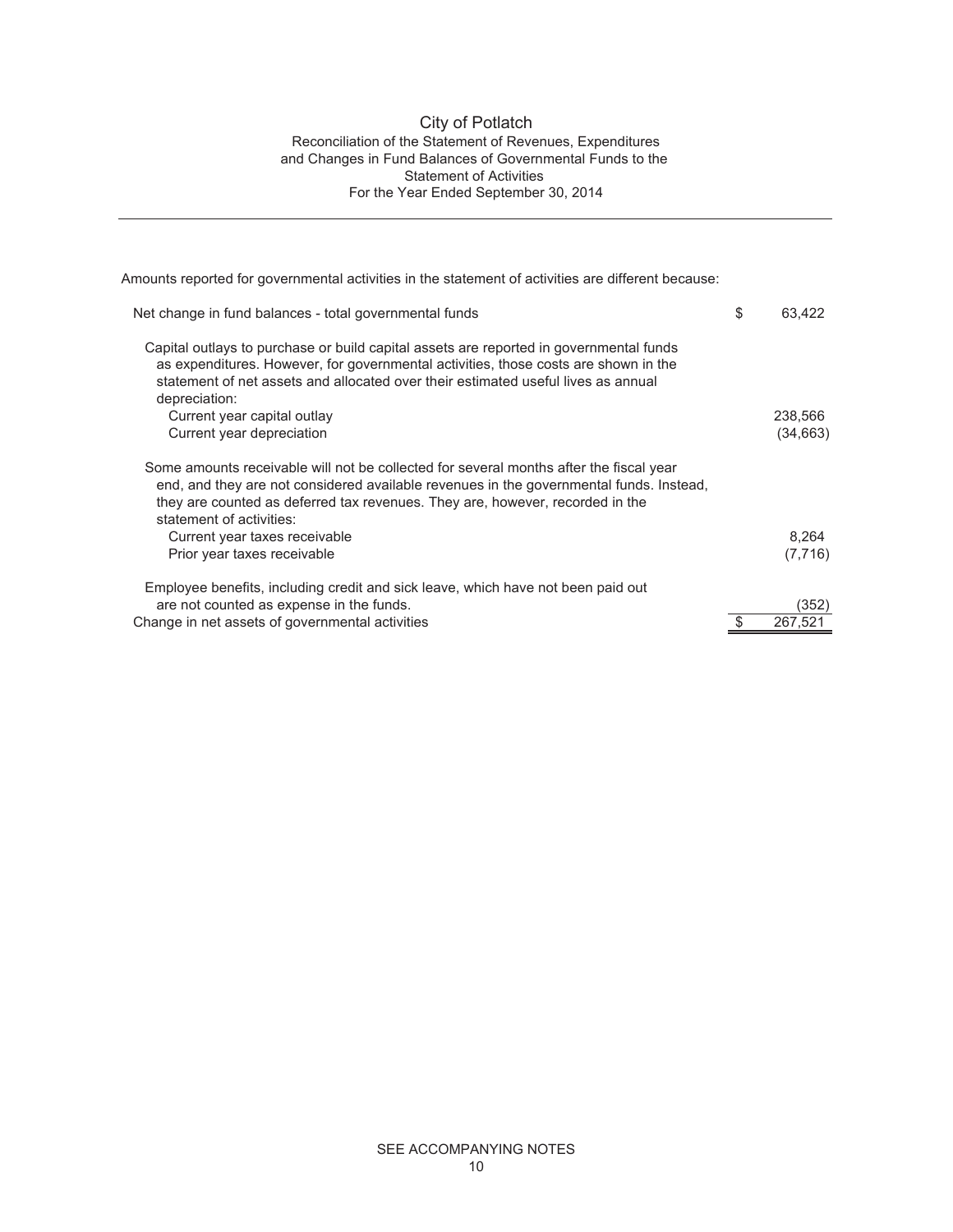# City of Potlatch

## Reconciliation of the Statement of Revenues, Expenditures and Changes in Fund Balances of Governmental Funds to the Statement of Activities

### For the Year Ended September 30, 2014

Amounts reported for governmental activities in the statement of activities are different because:

| | | |
|---|---|---|
| Net change in fund balances - total governmental funds | $ | 63,422 |
| Capital outlays to purchase or build capital assets are reported in governmental funds as expenditures. However, for governmental activities, those costs are shown in the statement of net assets and allocated over their estimated useful lives as annual depreciation: | | |
| Current year capital outlay | | 238,566 |
| Current year depreciation | | (34,663) |
| Some amounts receivable will not be collected for several months after the fiscal year end, and they are not considered available revenues in the governmental funds. Instead, they are counted as deferred tax revenues. They are, however, recorded in the statement of activities: | | |
| Current year taxes receivable | | 8,264 |
| Prior year taxes receivable | | (7,716) |
| Employee benefits, including credit and sick leave, which have not been paid out are not counted as expense in the funds. | | (352) |
| Change in net assets of governmental activities | $ | 267,521 |

SEE ACCOMPANYING NOTES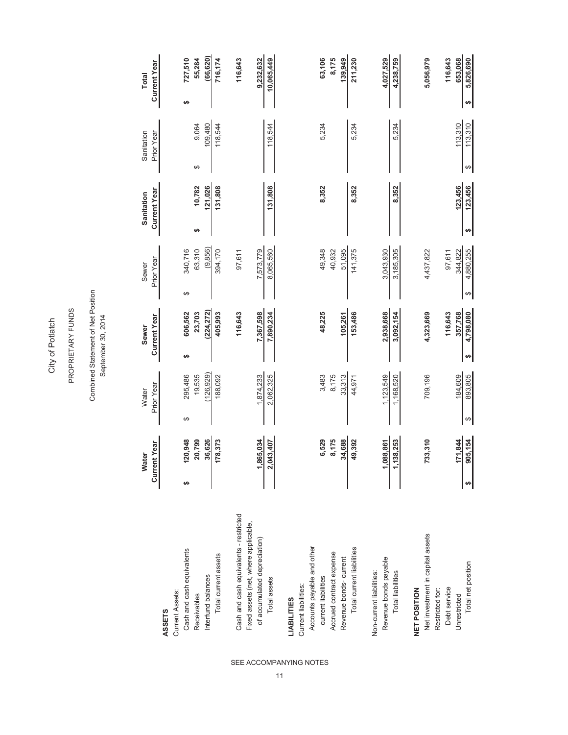# City of Potlatch

## PROPRIETARY FUNDS

### Combined Statement of Net Position
### September 30, 2014

| | Water Current Year | Water Prior Year | Sewer Current Year | Sewer Prior Year | Sanitation Current Year | Sanitation Prior Year | Total Current Year |
|---|---|---|---|---|---|---|---|
| **ASSETS** | | | | | | | |
| Current Assets: | | | | | | | |
| Cash and cash equivalents | $ 120,948 | $ 295,486 | $ 606,562 | $ 340,716 | | | $ 727,510 |
| Receivables | 20,799 | 19,535 | 23,703 | 63,310 | $ 10,782 | $ 9,064 | 55,284 |
| Interfund balances | 36,626 | (126,929) | (224,272) | (9,856) | 121,026 | 109,480 | (66,620) |
| Total current assets | 178,373 | 188,092 | 405,993 | 394,170 | 131,808 | 118,544 | 716,174 |
| Cash and cash equivalents - restricted | | | 116,643 | 97,611 | | | 116,643 |
| Fixed assets (net, where applicable, of accumulated depreciation) | 1,865,034 | 1,874,233 | 7,367,598 | 7,573,779 | | | 9,232,632 |
| Total assets | 2,043,407 | 2,062,325 | 7,890,234 | 8,065,560 | 131,808 | 118,544 | 10,065,449 |
| **LIABILITIES** | | | | | | | |
| Current liabilities: | | | | | | | |
| Accounts payable and other current liabilities | 6,529 | 3,483 | 48,225 | 49,348 | 8,352 | 5,234 | 63,106 |
| Accrued contract expense | 8,175 | 8,175 | | 40,932 | | | 8,175 |
| Revenue bonds- current | 34,688 | 33,313 | 105,261 | 51,095 | | | 139,949 |
| Total current liabilities | 49,392 | 44,971 | 153,486 | 141,375 | 8,352 | 5,234 | 211,230 |
| Non-current liabilities: | | | | | | | |
| Revenue bonds payable | 1,088,861 | 1,123,549 | 2,938,668 | 3,043,930 | | | 4,027,529 |
| Total liabilities | 1,138,253 | 1,168,520 | 3,092,154 | 3,185,305 | 8,352 | 5,234 | 4,238,759 |
| **NET POSITION** | | | | | | | |
| Net investment in capital assets | 733,310 | 709,196 | 4,323,669 | 4,437,822 | | | 5,056,979 |
| Restricted for: | | | | | | | |
| Debt service | | | 116,643 | 97,611 | | | 116,643 |
| Unrestricted | 171,844 | 184,609 | 357,768 | 344,822 | 123,456 | 113,310 | 653,068 |
| Total net position | $ 905,154 | $ 893,805 | $ 4,798,080 | $ 4,880,255 | $ 123,456 | $ 113,310 | $ 5,826,690 |

SEE ACCOMPANYING NOTES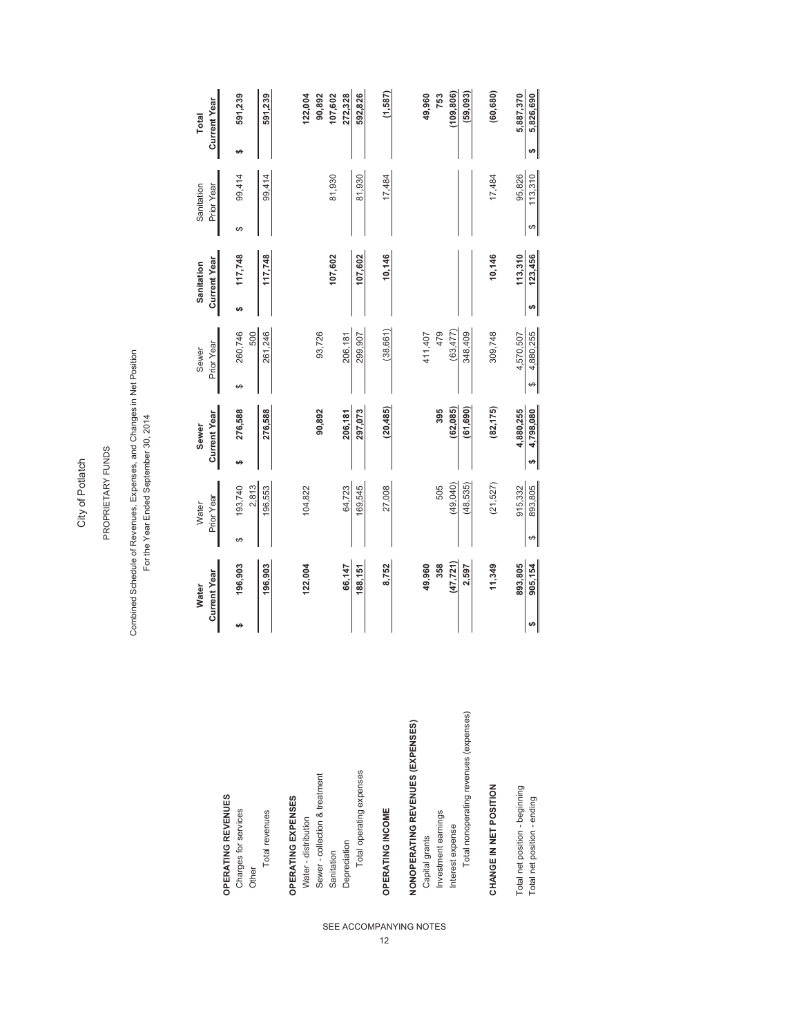# City of Potlatch

## PROPRIETARY FUNDS

### Combined Schedule of Revenues, Expenses, and Changes in Net Position
For the Year Ended September 30, 2014

| | Water Current Year | Water Prior Year | Sewer Current Year | Sewer Prior Year | Sanitation Current Year | Sanitation Prior Year | Total Current Year |
|---|---|---|---|---|---|---|---|
| **OPERATING REVENUES** | | | | | | | |
| Charges for services | $ 196,903 | $ 193,740 | $ 276,588 | $ 260,746 | $ 117,748 | $ 99,414 | $ 591,239 |
| Other | | 2,813 | | 500 | | | |
| Total revenues | 196,903 | 196,553 | 276,588 | 261,246 | 117,748 | 99,414 | 591,239 |
| **OPERATING EXPENSES** | | | | | | | |
| Water - distribution | 122,004 | 104,822 | | | | | 122,004 |
| Sewer - collection & treatment | | | 90,892 | 93,726 | | | 90,892 |
| Sanitation | | | | | 107,602 | 81,930 | 107,602 |
| Depreciation | 66,147 | 64,723 | 206,181 | 206,181 | | | 272,328 |
| Total operating expenses | 188,151 | 169,545 | 297,073 | 299,907 | 107,602 | 81,930 | 592,826 |
| **OPERATING INCOME** | 8,752 | 27,008 | (20,485) | (38,661) | 10,146 | 17,484 | (1,587) |
| **NONOPERATING REVENUES (EXPENSES)** | | | | | | | |
| Capital grants | 49,960 | | | 411,407 | | | 49,960 |
| Investment earnings | 358 | 505 | 395 | 479 | | | 753 |
| Interest expense | (47,721) | (49,040) | (62,085) | (63,477) | | | (109,806) |
| Total nonoperating revenues (expenses) | 2,597 | (48,535) | (61,690) | 348,409 | | | (59,093) |
| **CHANGE IN NET POSITION** | 11,349 | (21,527) | (82,175) | 309,748 | 10,146 | 17,484 | (60,680) |
| Total net position - beginning | 893,805 | 915,332 | 4,880,255 | 4,570,507 | 113,310 | 95,826 | 5,887,370 |
| Total net position - ending | $ 905,154 | $ 893,805 | $ 4,798,080 | $ 4,880,255 | $ 123,456 | $ 113,310 | $ 5,826,690 |

SEE ACCOMPANYING NOTES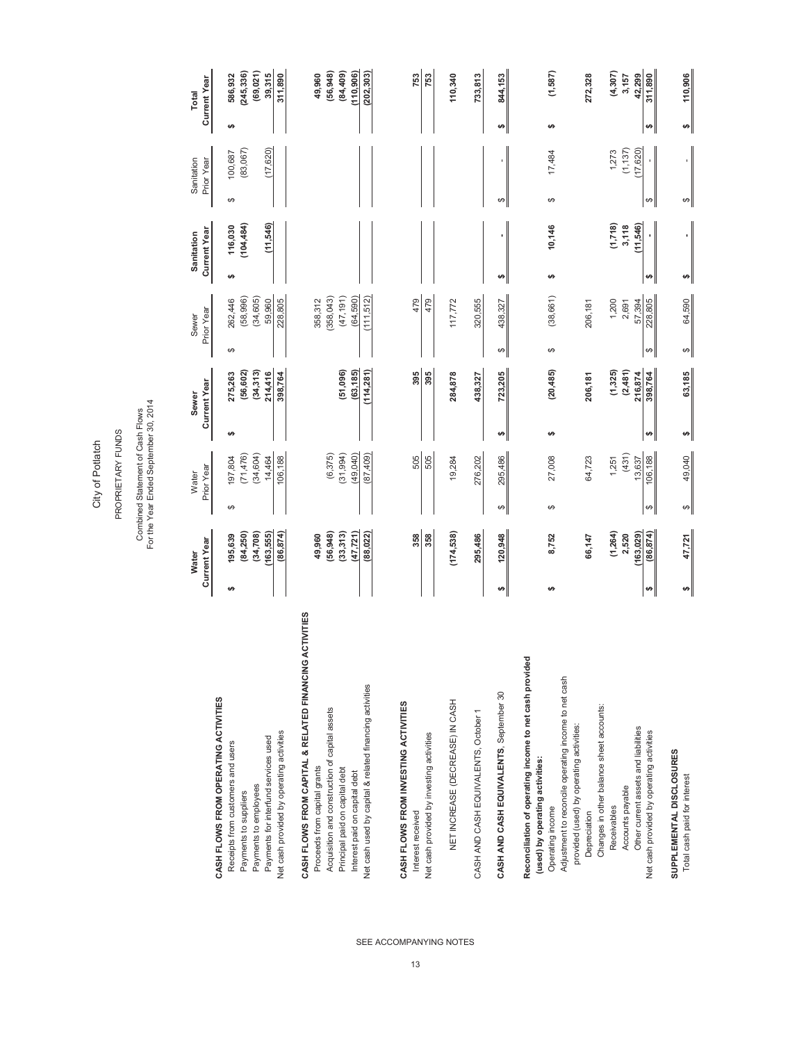# City of Potlatch

## PROPRIETARY FUNDS

Combined Statement of Cash Flows
For the Year Ended September 30, 2014

| | Water Current Year | Water Prior Year | Sewer Current Year | Sewer Prior Year | Sanitation Current Year | Sanitation Prior Year | Total Current Year |
|---|---|---|---|---|---|---|---|
| **CASH FLOWS FROM OPERATING ACTIVITIES** | | | | | | | |
| Receipts from customers and users | $ 195,639 | $ 197,804 | $ 275,263 | $ 262,446 | $ 116,030 | $ 100,687 | $ 586,932 |
| Payments to suppliers | (84,250) | (71,476) | (56,602) | (58,996) | (104,484) | (83,067) | (245,336) |
| Payments to employees | (34,708) | (34,604) | (34,313) | (34,605) | | | (69,021) |
| Payments for interfund services used | (163,555) | 14,464 | 214,416 | 59,960 | (11,546) | (17,620) | 39,315 |
| Net cash provided by operating activities | (86,874) | 106,188 | 398,764 | 228,805 | - | - | 311,890 |
| **CASH FLOWS FROM CAPITAL & RELATED FINANCING ACTIVITIES** | | | | | | | |
| Proceeds from capital grants | 49,960 | | | 358,312 | | | 49,960 |
| Acquisition and construction of capital assets | (56,948) | (6,375) | | (358,043) | | | (56,948) |
| Principal paid on capital debt | (33,313) | (31,994) | (51,096) | (47,191) | | | (84,409) |
| Interest paid on capital debt | (47,721) | (49,040) | (63,185) | (64,590) | | | (110,906) |
| Net cash used by capital & related financing activities | (88,022) | (87,409) | (114,281) | (111,512) | | | (202,303) |
| **CASH FLOWS FROM INVESTING ACTIVITIES** | | | | | | | |
| Interest received | 358 | 505 | 395 | 479 | | | 753 |
| Net cash provided by investing activities | 358 | 505 | 395 | 479 | | | 753 |
| NET INCREASE (DECREASE) IN CASH | (174,538) | 19,284 | 284,878 | 117,772 | | | 110,340 |
| CASH AND CASH EQUIVALENTS, October 1 | 295,486 | 276,202 | 438,327 | 320,555 | | | 733,813 |
| **CASH AND CASH EQUIVALENTS,** September 30 | $ 120,948 | $ 295,486 | $ 723,205 | $ 438,327 | $ - | $ - | $ 844,153 |
| **Reconciliation of operating income to net cash provided (used) by operating activities:** | | | | | | | |
| Operating income | $ 8,752 | $ 27,008 | $ (20,485) | $ (38,661) | $ 10,146 | $ 17,484 | $ (1,587) |
| Adjustment to reconcile operating income to net cash provided (used) by operating activities: | | | | | | | |
| Depreciation | 66,147 | 64,723 | 206,181 | 206,181 | | | 272,328 |
| Changes in other balance sheet accounts: | | | | | | | |
| Receivables | (1,264) | 1,251 | (1,325) | 1,200 | (1,718) | 1,273 | (4,307) |
| Accounts payable | 2,520 | (431) | (2,481) | 2,691 | 3,118 | (1,137) | 3,157 |
| Other current assets and liabilities | (163,029) | 13,637 | 216,874 | 57,394 | (11,546) | (17,620) | 42,299 |
| Net cash provided by operating activities | $ (86,874) | $ 106,188 | $ 398,764 | $ 228,805 | $ - | $ - | $ 311,890 |
| **SUPPLEMENTAL DISCLOSURES** | | | | | | | |
| Total cash paid for interest | $ 47,721 | $ 49,040 | $ 63,185 | $ 64,590 | $ - | $ - | $ 110,906 |

SEE ACCOMPANYING NOTES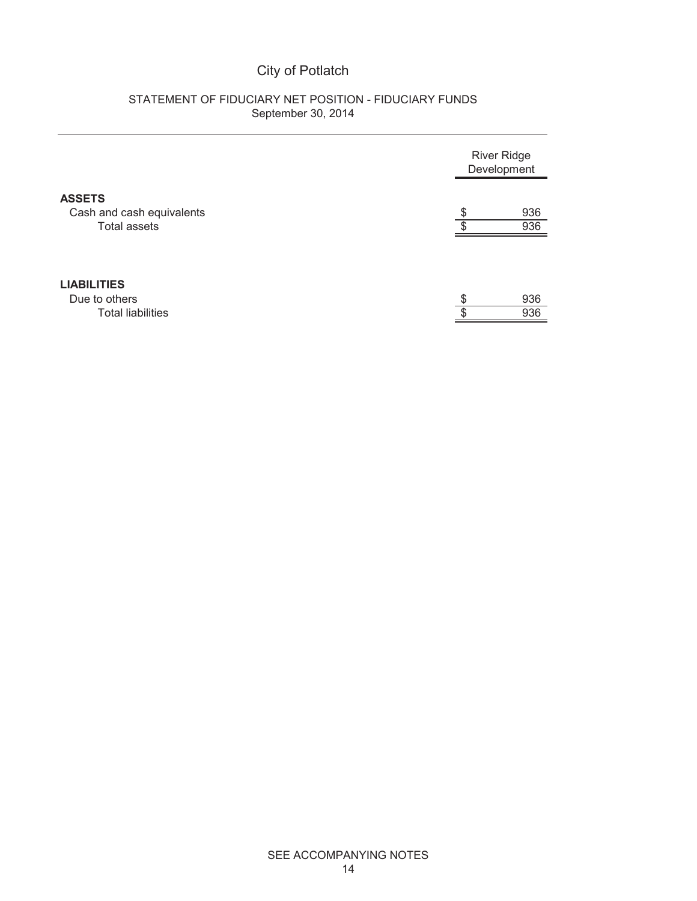# City of Potlatch

## STATEMENT OF FIDUCIARY NET POSITION - FIDUCIARY FUNDS
September 30, 2014

| | River Ridge Development |
|---|---|
| **ASSETS** | |
| Cash and cash equivalents | $ 936 |
| Total assets | $ 936 |
| **LIABILITIES** | |
| Due to others | $ 936 |
| Total liabilities | $ 936 |

SEE ACCOMPANYING NOTES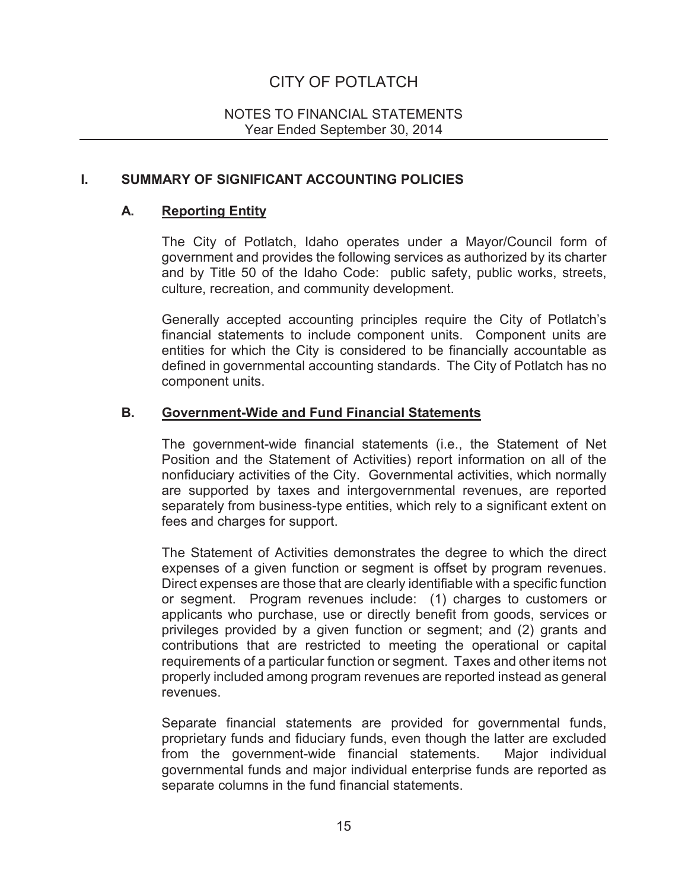# CITY OF POTLATCH

NOTES TO FINANCIAL STATEMENTS
Year Ended September 30, 2014

## I. SUMMARY OF SIGNIFICANT ACCOUNTING POLICIES

### A. Reporting Entity

The City of Potlatch, Idaho operates under a Mayor/Council form of government and provides the following services as authorized by its charter and by Title 50 of the Idaho Code: public safety, public works, streets, culture, recreation, and community development.

Generally accepted accounting principles require the City of Potlatch's financial statements to include component units. Component units are entities for which the City is considered to be financially accountable as defined in governmental accounting standards. The City of Potlatch has no component units.

### B. Government-Wide and Fund Financial Statements

The government-wide financial statements (i.e., the Statement of Net Position and the Statement of Activities) report information on all of the nonfiduciary activities of the City. Governmental activities, which normally are supported by taxes and intergovernmental revenues, are reported separately from business-type entities, which rely to a significant extent on fees and charges for support.

The Statement of Activities demonstrates the degree to which the direct expenses of a given function or segment is offset by program revenues. Direct expenses are those that are clearly identifiable with a specific function or segment. Program revenues include: (1) charges to customers or applicants who purchase, use or directly benefit from goods, services or privileges provided by a given function or segment; and (2) grants and contributions that are restricted to meeting the operational or capital requirements of a particular function or segment. Taxes and other items not properly included among program revenues are reported instead as general revenues.

Separate financial statements are provided for governmental funds, proprietary funds and fiduciary funds, even though the latter are excluded from the government-wide financial statements. Major individual governmental funds and major individual enterprise funds are reported as separate columns in the fund financial statements.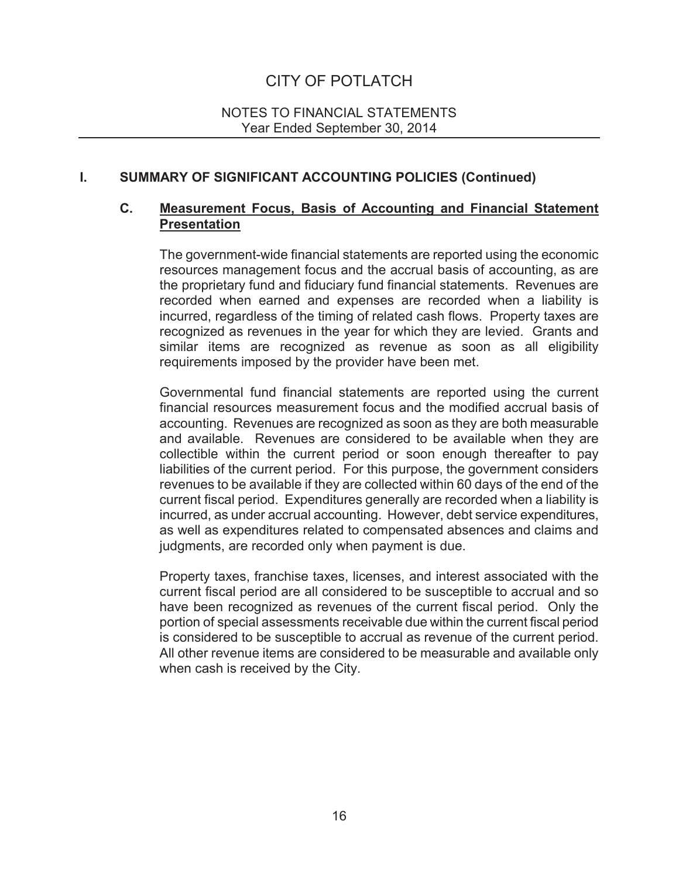# CITY OF POTLATCH

NOTES TO FINANCIAL STATEMENTS
Year Ended September 30, 2014

## I. SUMMARY OF SIGNIFICANT ACCOUNTING POLICIES (Continued)

### C. Measurement Focus, Basis of Accounting and Financial Statement Presentation

The government-wide financial statements are reported using the economic resources management focus and the accrual basis of accounting, as are the proprietary fund and fiduciary fund financial statements. Revenues are recorded when earned and expenses are recorded when a liability is incurred, regardless of the timing of related cash flows. Property taxes are recognized as revenues in the year for which they are levied. Grants and similar items are recognized as revenue as soon as all eligibility requirements imposed by the provider have been met.

Governmental fund financial statements are reported using the current financial resources measurement focus and the modified accrual basis of accounting. Revenues are recognized as soon as they are both measurable and available. Revenues are considered to be available when they are collectible within the current period or soon enough thereafter to pay liabilities of the current period. For this purpose, the government considers revenues to be available if they are collected within 60 days of the end of the current fiscal period. Expenditures generally are recorded when a liability is incurred, as under accrual accounting. However, debt service expenditures, as well as expenditures related to compensated absences and claims and judgments, are recorded only when payment is due.

Property taxes, franchise taxes, licenses, and interest associated with the current fiscal period are all considered to be susceptible to accrual and so have been recognized as revenues of the current fiscal period. Only the portion of special assessments receivable due within the current fiscal period is considered to be susceptible to accrual as revenue of the current period. All other revenue items are considered to be measurable and available only when cash is received by the City.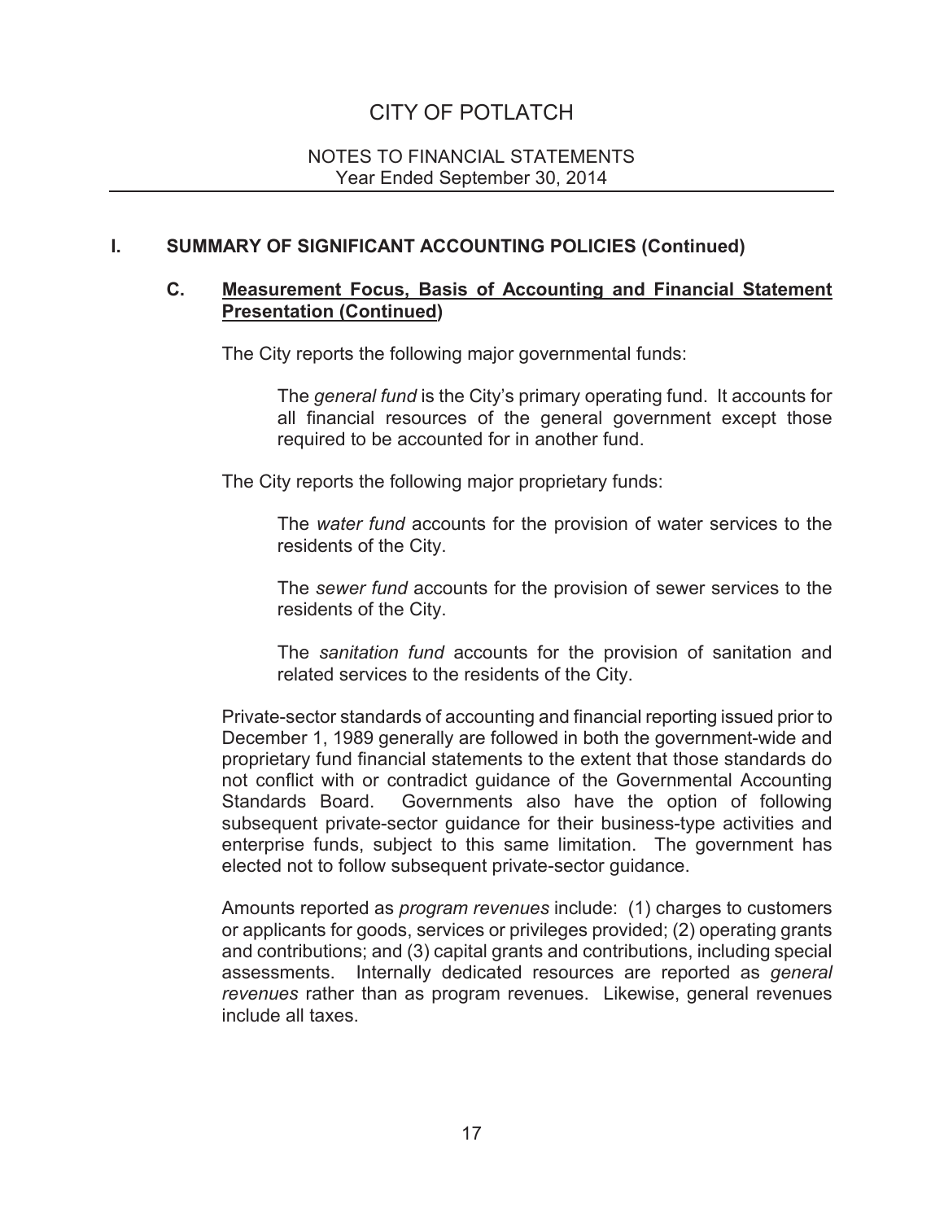## I. SUMMARY OF SIGNIFICANT ACCOUNTING POLICIES (Continued)

### C. Measurement Focus, Basis of Accounting and Financial Statement Presentation (Continued)

The City reports the following major governmental funds:

> The *general fund* is the City's primary operating fund. It accounts for all financial resources of the general government except those required to be accounted for in another fund.

The City reports the following major proprietary funds:

> The *water fund* accounts for the provision of water services to the residents of the City.
>
> The *sewer fund* accounts for the provision of sewer services to the residents of the City.
>
> The *sanitation fund* accounts for the provision of sanitation and related services to the residents of the City.

Private-sector standards of accounting and financial reporting issued prior to December 1, 1989 generally are followed in both the government-wide and proprietary fund financial statements to the extent that those standards do not conflict with or contradict guidance of the Governmental Accounting Standards Board. Governments also have the option of following subsequent private-sector guidance for their business-type activities and enterprise funds, subject to this same limitation. The government has elected not to follow subsequent private-sector guidance.

Amounts reported as *program revenues* include: (1) charges to customers or applicants for goods, services or privileges provided; (2) operating grants and contributions; and (3) capital grants and contributions, including special assessments. Internally dedicated resources are reported as *general revenues* rather than as program revenues. Likewise, general revenues include all taxes.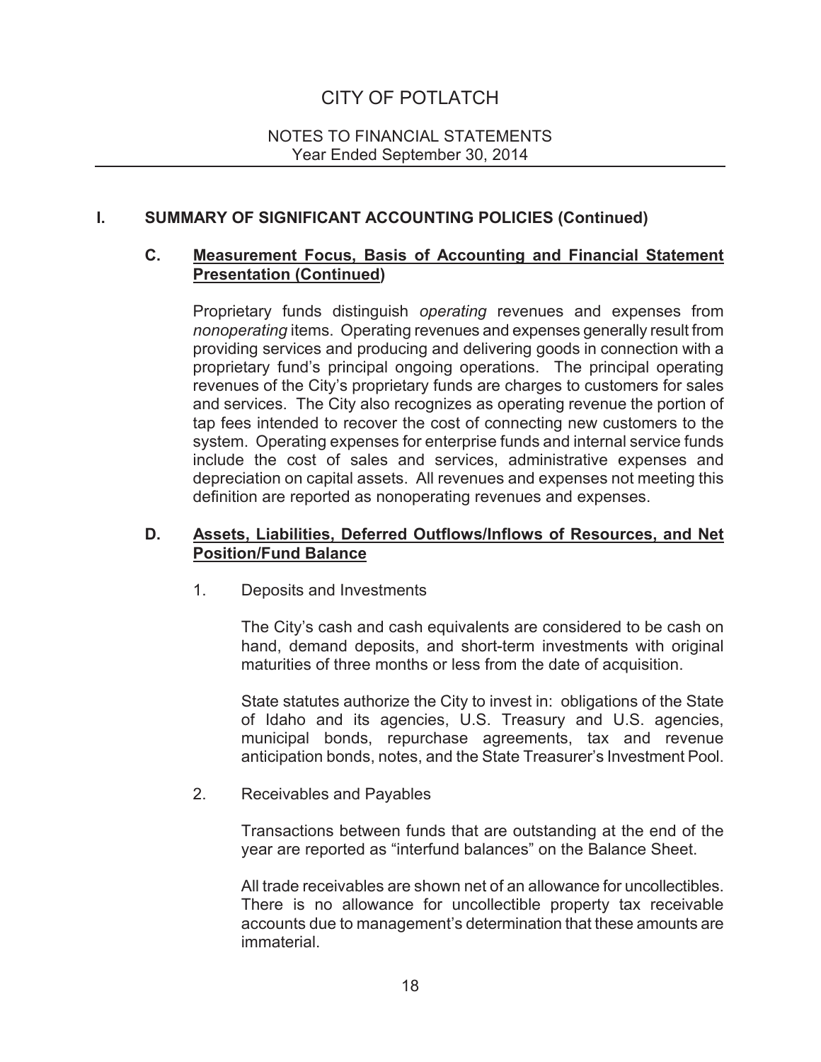## I. SUMMARY OF SIGNIFICANT ACCOUNTING POLICIES (Continued)

### C. Measurement Focus, Basis of Accounting and Financial Statement Presentation (Continued)

Proprietary funds distinguish *operating* revenues and expenses from *nonoperating* items. Operating revenues and expenses generally result from providing services and producing and delivering goods in connection with a proprietary fund's principal ongoing operations. The principal operating revenues of the City's proprietary funds are charges to customers for sales and services. The City also recognizes as operating revenue the portion of tap fees intended to recover the cost of connecting new customers to the system. Operating expenses for enterprise funds and internal service funds include the cost of sales and services, administrative expenses and depreciation on capital assets. All revenues and expenses not meeting this definition are reported as nonoperating revenues and expenses.

### D. Assets, Liabilities, Deferred Outflows/Inflows of Resources, and Net Position/Fund Balance

1. Deposits and Investments

   The City's cash and cash equivalents are considered to be cash on hand, demand deposits, and short-term investments with original maturities of three months or less from the date of acquisition.

   State statutes authorize the City to invest in: obligations of the State of Idaho and its agencies, U.S. Treasury and U.S. agencies, municipal bonds, repurchase agreements, tax and revenue anticipation bonds, notes, and the State Treasurer's Investment Pool.

2. Receivables and Payables

   Transactions between funds that are outstanding at the end of the year are reported as "interfund balances" on the Balance Sheet.

   All trade receivables are shown net of an allowance for uncollectibles. There is no allowance for uncollectible property tax receivable accounts due to management's determination that these amounts are immaterial.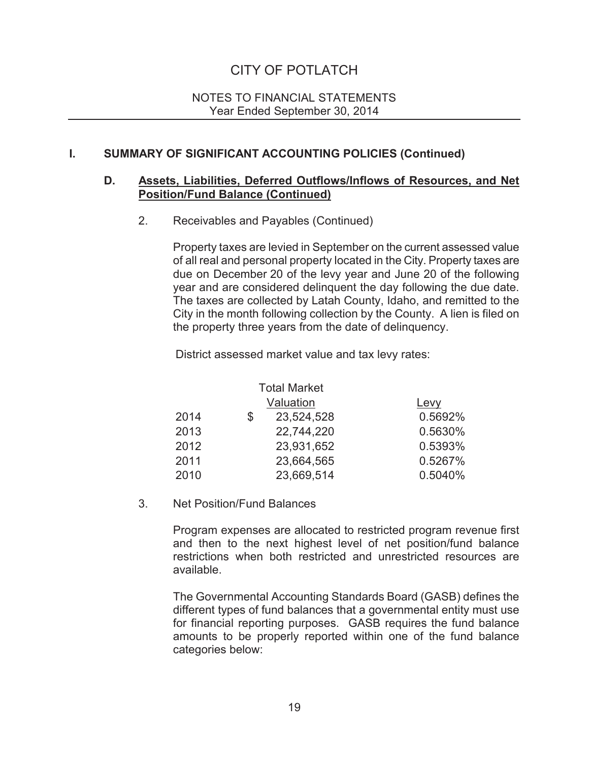# CITY OF POTLATCH

NOTES TO FINANCIAL STATEMENTS
Year Ended September 30, 2014

## I. SUMMARY OF SIGNIFICANT ACCOUNTING POLICIES (Continued)

### D. Assets, Liabilities, Deferred Outflows/Inflows of Resources, and Net Position/Fund Balance (Continued)

2. Receivables and Payables (Continued)

Property taxes are levied in September on the current assessed value of all real and personal property located in the City. Property taxes are due on December 20 of the levy year and June 20 of the following year and are considered delinquent the day following the due date. The taxes are collected by Latah County, Idaho, and remitted to the City in the month following collection by the County. A lien is filed on the property three years from the date of delinquency.

District assessed market value and tax levy rates:

| | Total Market Valuation | Levy |
|---|---|---|
| 2014 | $ 23,524,528 | 0.5692% |
| 2013 | 22,744,220 | 0.5630% |
| 2012 | 23,931,652 | 0.5393% |
| 2011 | 23,664,565 | 0.5267% |
| 2010 | 23,669,514 | 0.5040% |

3. Net Position/Fund Balances

Program expenses are allocated to restricted program revenue first and then to the next highest level of net position/fund balance restrictions when both restricted and unrestricted resources are available.

The Governmental Accounting Standards Board (GASB) defines the different types of fund balances that a governmental entity must use for financial reporting purposes. GASB requires the fund balance amounts to be properly reported within one of the fund balance categories below: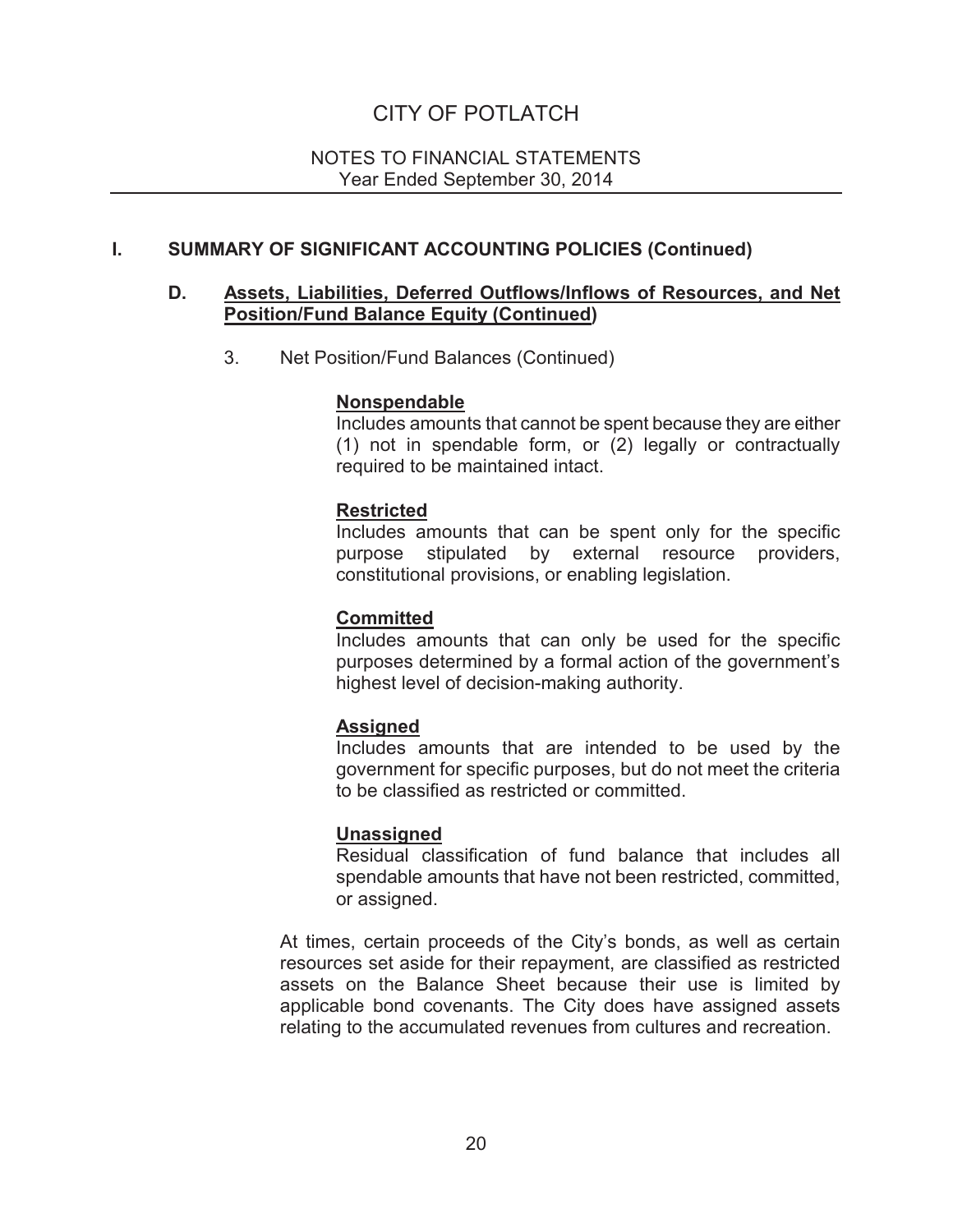# CITY OF POTLATCH

NOTES TO FINANCIAL STATEMENTS
Year Ended September 30, 2014

## I. SUMMARY OF SIGNIFICANT ACCOUNTING POLICIES (Continued)

### D. Assets, Liabilities, Deferred Outflows/Inflows of Resources, and Net Position/Fund Balance Equity (Continued)

3. Net Position/Fund Balances (Continued)

**Nonspendable**
Includes amounts that cannot be spent because they are either (1) not in spendable form, or (2) legally or contractually required to be maintained intact.

**Restricted**
Includes amounts that can be spent only for the specific purpose stipulated by external resource providers, constitutional provisions, or enabling legislation.

**Committed**
Includes amounts that can only be used for the specific purposes determined by a formal action of the government's highest level of decision-making authority.

**Assigned**
Includes amounts that are intended to be used by the government for specific purposes, but do not meet the criteria to be classified as restricted or committed.

**Unassigned**
Residual classification of fund balance that includes all spendable amounts that have not been restricted, committed, or assigned.

At times, certain proceeds of the City's bonds, as well as certain resources set aside for their repayment, are classified as restricted assets on the Balance Sheet because their use is limited by applicable bond covenants. The City does have assigned assets relating to the accumulated revenues from cultures and recreation.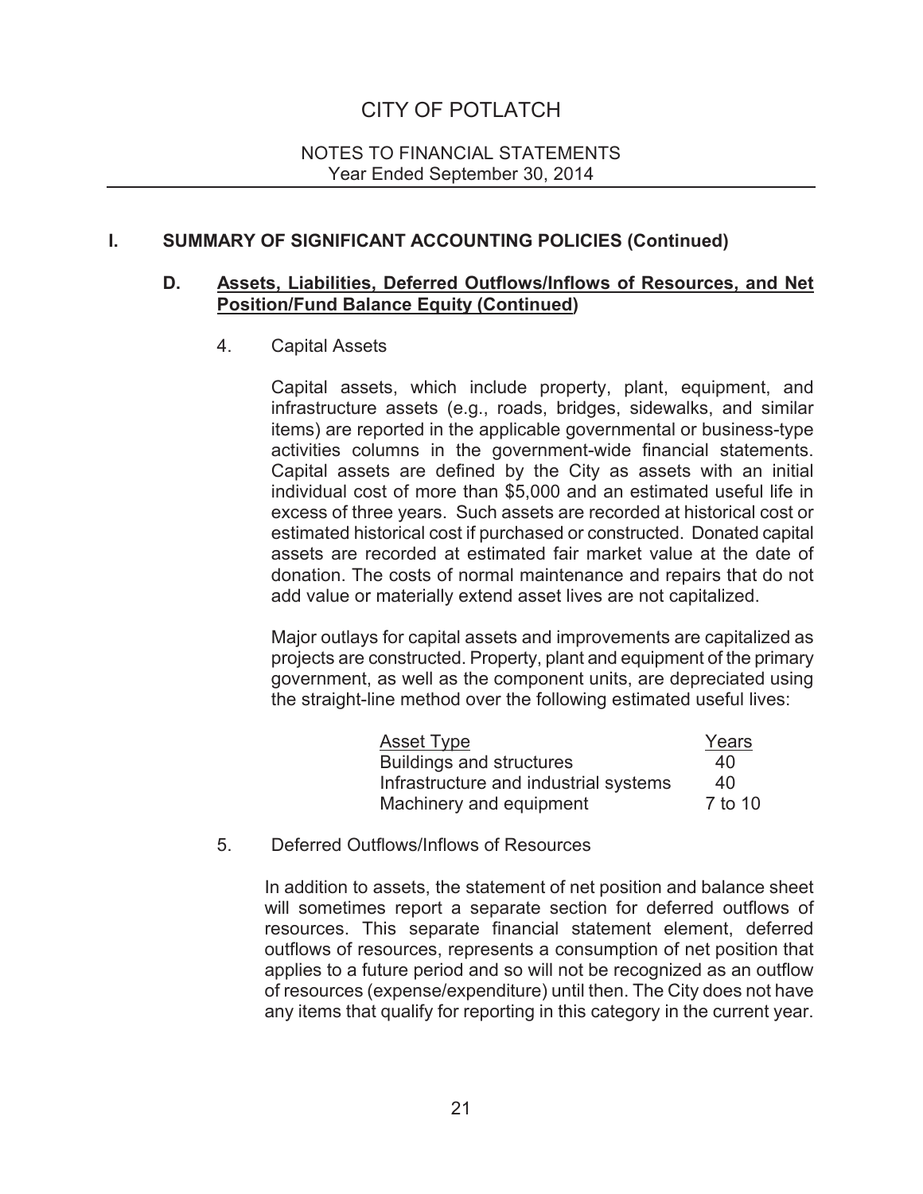# CITY OF POTLATCH

NOTES TO FINANCIAL STATEMENTS
Year Ended September 30, 2014

## I. SUMMARY OF SIGNIFICANT ACCOUNTING POLICIES (Continued)

### D. Assets, Liabilities, Deferred Outflows/Inflows of Resources, and Net Position/Fund Balance Equity (Continued)

4. Capital Assets

Capital assets, which include property, plant, equipment, and infrastructure assets (e.g., roads, bridges, sidewalks, and similar items) are reported in the applicable governmental or business-type activities columns in the government-wide financial statements. Capital assets are defined by the City as assets with an initial individual cost of more than $5,000 and an estimated useful life in excess of three years. Such assets are recorded at historical cost or estimated historical cost if purchased or constructed. Donated capital assets are recorded at estimated fair market value at the date of donation. The costs of normal maintenance and repairs that do not add value or materially extend asset lives are not capitalized.

Major outlays for capital assets and improvements are capitalized as projects are constructed. Property, plant and equipment of the primary government, as well as the component units, are depreciated using the straight-line method over the following estimated useful lives:

| Asset Type | Years |
|---|---|
| Buildings and structures | 40 |
| Infrastructure and industrial systems | 40 |
| Machinery and equipment | 7 to 10 |

5. Deferred Outflows/Inflows of Resources

In addition to assets, the statement of net position and balance sheet will sometimes report a separate section for deferred outflows of resources. This separate financial statement element, deferred outflows of resources, represents a consumption of net position that applies to a future period and so will not be recognized as an outflow of resources (expense/expenditure) until then. The City does not have any items that qualify for reporting in this category in the current year.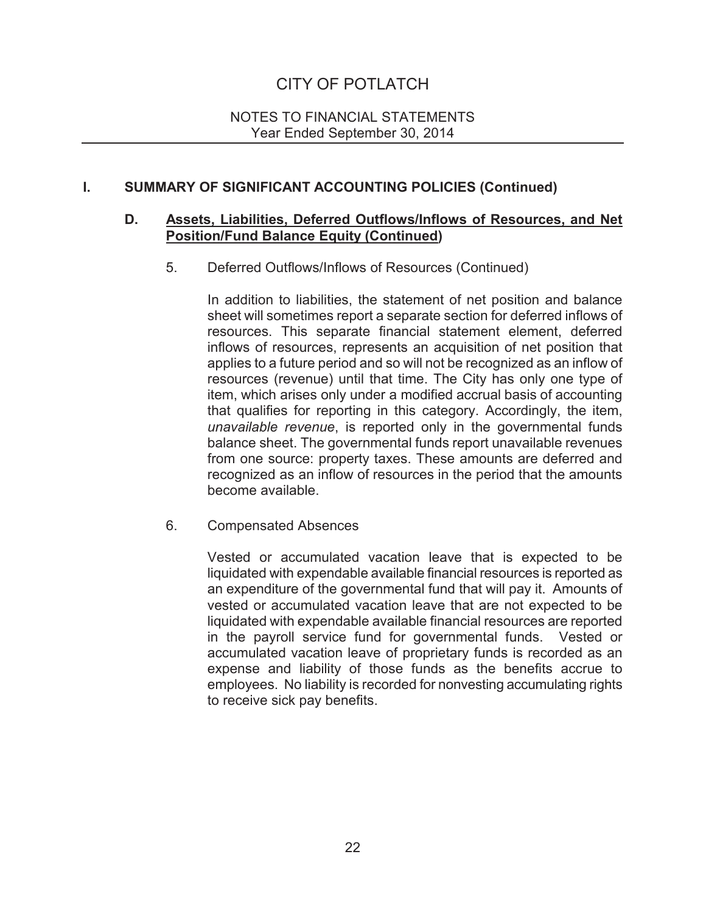## I. SUMMARY OF SIGNIFICANT ACCOUNTING POLICIES (Continued)

### D. Assets, Liabilities, Deferred Outflows/Inflows of Resources, and Net Position/Fund Balance Equity (Continued)

5. Deferred Outflows/Inflows of Resources (Continued)

   In addition to liabilities, the statement of net position and balance sheet will sometimes report a separate section for deferred inflows of resources. This separate financial statement element, deferred inflows of resources, represents an acquisition of net position that applies to a future period and so will not be recognized as an inflow of resources (revenue) until that time. The City has only one type of item, which arises only under a modified accrual basis of accounting that qualifies for reporting in this category. Accordingly, the item, *unavailable revenue*, is reported only in the governmental funds balance sheet. The governmental funds report unavailable revenues from one source: property taxes. These amounts are deferred and recognized as an inflow of resources in the period that the amounts become available.

6. Compensated Absences

   Vested or accumulated vacation leave that is expected to be liquidated with expendable available financial resources is reported as an expenditure of the governmental fund that will pay it. Amounts of vested or accumulated vacation leave that are not expected to be liquidated with expendable available financial resources are reported in the payroll service fund for governmental funds. Vested or accumulated vacation leave of proprietary funds is recorded as an expense and liability of those funds as the benefits accrue to employees. No liability is recorded for nonvesting accumulating rights to receive sick pay benefits.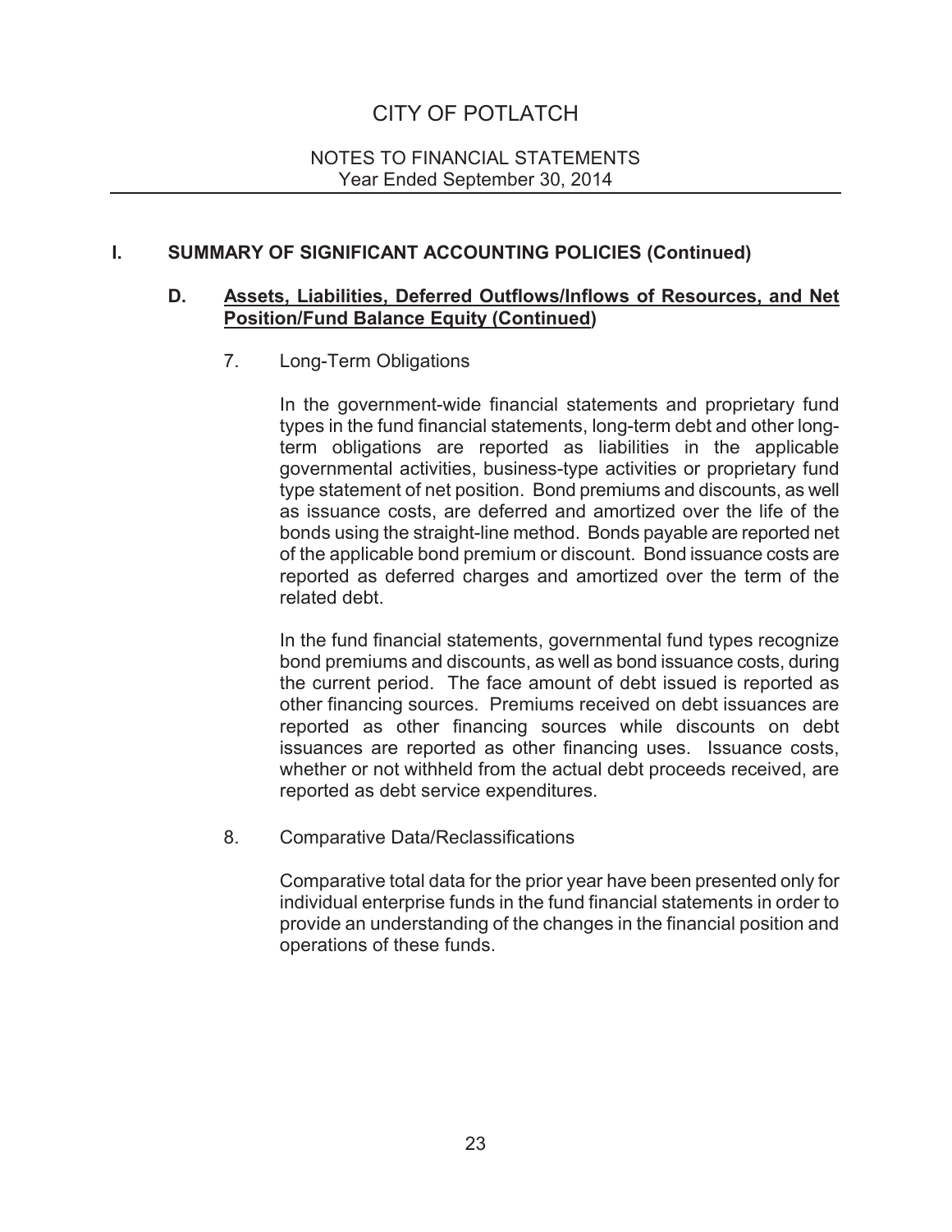# CITY OF POTLATCH

NOTES TO FINANCIAL STATEMENTS
Year Ended September 30, 2014

## I. SUMMARY OF SIGNIFICANT ACCOUNTING POLICIES (Continued)

### D. Assets, Liabilities, Deferred Outflows/Inflows of Resources, and Net Position/Fund Balance Equity (Continued)

7. Long-Term Obligations

In the government-wide financial statements and proprietary fund types in the fund financial statements, long-term debt and other long-term obligations are reported as liabilities in the applicable governmental activities, business-type activities or proprietary fund type statement of net position. Bond premiums and discounts, as well as issuance costs, are deferred and amortized over the life of the bonds using the straight-line method. Bonds payable are reported net of the applicable bond premium or discount. Bond issuance costs are reported as deferred charges and amortized over the term of the related debt.

In the fund financial statements, governmental fund types recognize bond premiums and discounts, as well as bond issuance costs, during the current period. The face amount of debt issued is reported as other financing sources. Premiums received on debt issuances are reported as other financing sources while discounts on debt issuances are reported as other financing uses. Issuance costs, whether or not withheld from the actual debt proceeds received, are reported as debt service expenditures.

8. Comparative Data/Reclassifications

Comparative total data for the prior year have been presented only for individual enterprise funds in the fund financial statements in order to provide an understanding of the changes in the financial position and operations of these funds.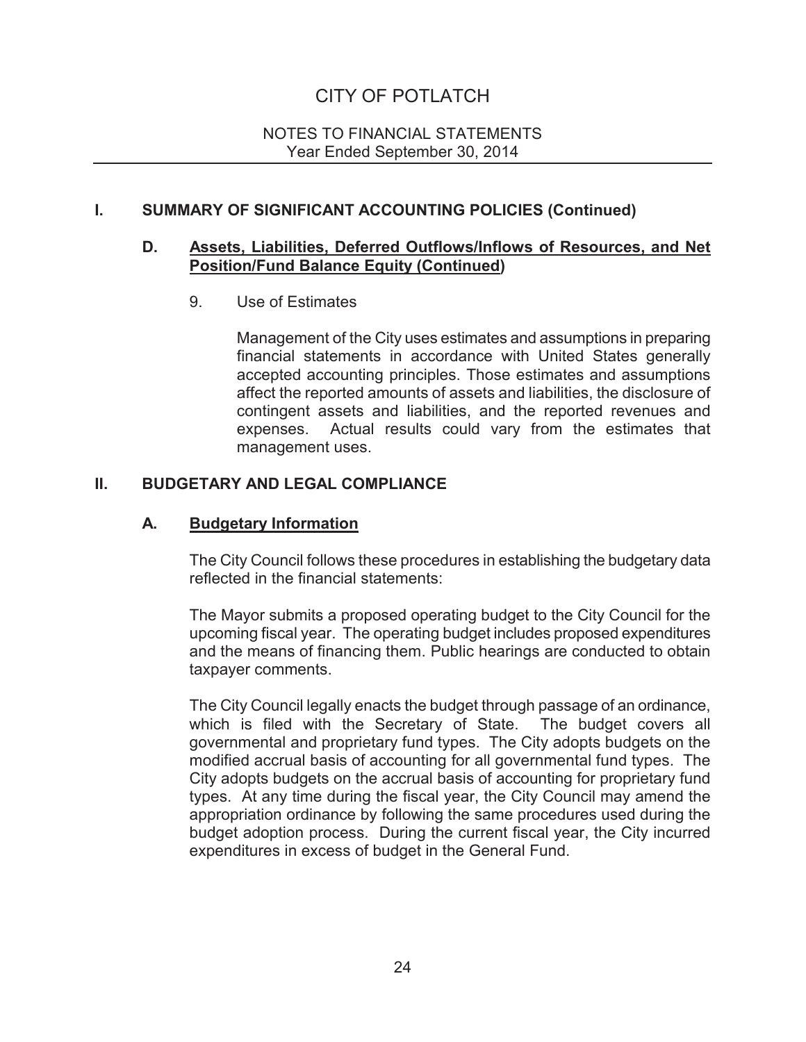# CITY OF POTLATCH

NOTES TO FINANCIAL STATEMENTS
Year Ended September 30, 2014

## I. SUMMARY OF SIGNIFICANT ACCOUNTING POLICIES (Continued)

### D. Assets, Liabilities, Deferred Outflows/Inflows of Resources, and Net Position/Fund Balance Equity (Continued)

9. Use of Estimates

Management of the City uses estimates and assumptions in preparing financial statements in accordance with United States generally accepted accounting principles. Those estimates and assumptions affect the reported amounts of assets and liabilities, the disclosure of contingent assets and liabilities, and the reported revenues and expenses. Actual results could vary from the estimates that management uses.

## II. BUDGETARY AND LEGAL COMPLIANCE

### A. Budgetary Information

The City Council follows these procedures in establishing the budgetary data reflected in the financial statements:

The Mayor submits a proposed operating budget to the City Council for the upcoming fiscal year. The operating budget includes proposed expenditures and the means of financing them. Public hearings are conducted to obtain taxpayer comments.

The City Council legally enacts the budget through passage of an ordinance, which is filed with the Secretary of State. The budget covers all governmental and proprietary fund types. The City adopts budgets on the modified accrual basis of accounting for all governmental fund types. The City adopts budgets on the accrual basis of accounting for proprietary fund types. At any time during the fiscal year, the City Council may amend the appropriation ordinance by following the same procedures used during the budget adoption process. During the current fiscal year, the City incurred expenditures in excess of budget in the General Fund.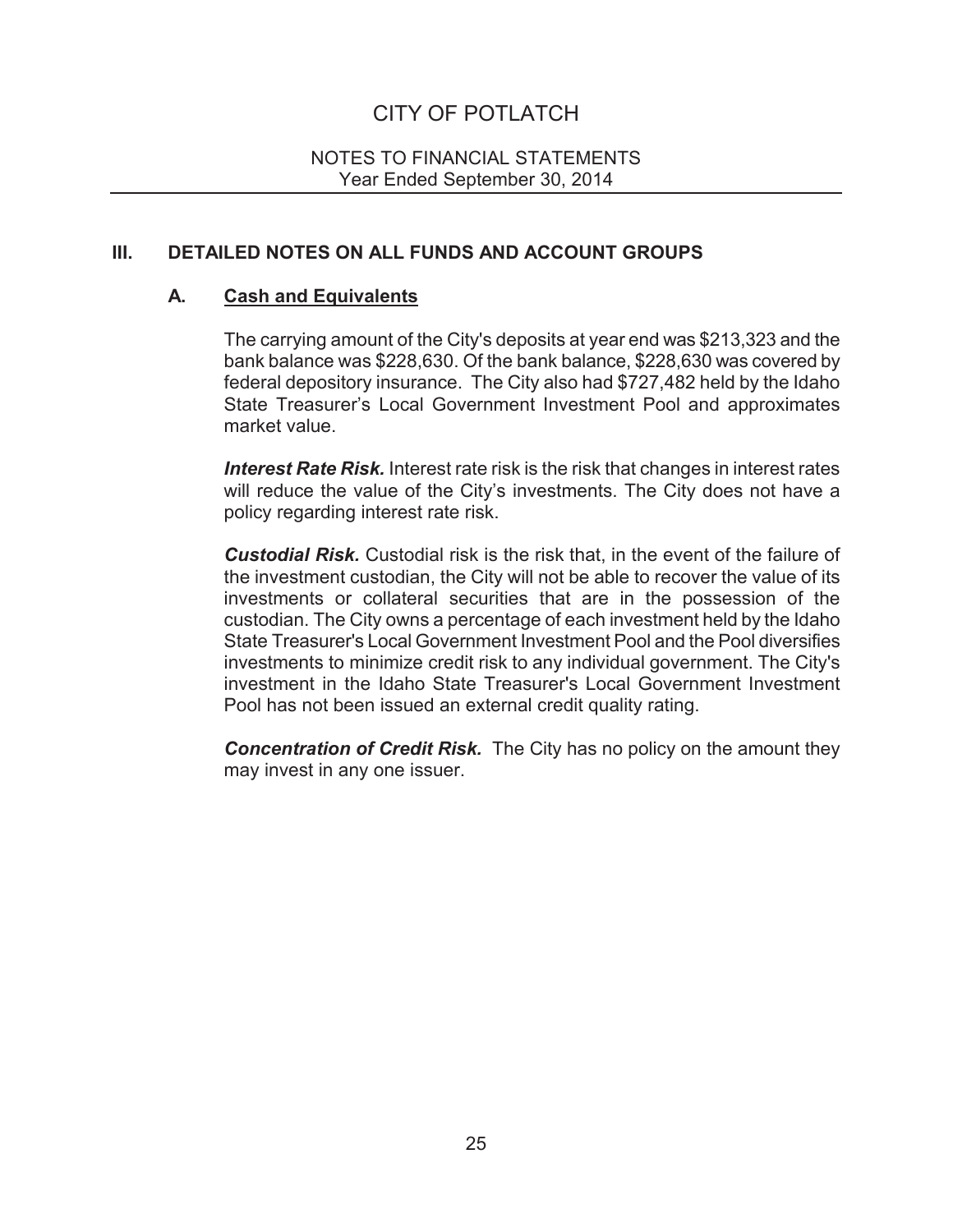# CITY OF POTLATCH

NOTES TO FINANCIAL STATEMENTS
Year Ended September 30, 2014

## III. DETAILED NOTES ON ALL FUNDS AND ACCOUNT GROUPS

### A. Cash and Equivalents

The carrying amount of the City's deposits at year end was $213,323 and the bank balance was $228,630. Of the bank balance, $228,630 was covered by federal depository insurance. The City also had $727,482 held by the Idaho State Treasurer's Local Government Investment Pool and approximates market value.

***Interest Rate Risk.*** Interest rate risk is the risk that changes in interest rates will reduce the value of the City's investments. The City does not have a policy regarding interest rate risk.

***Custodial Risk.*** Custodial risk is the risk that, in the event of the failure of the investment custodian, the City will not be able to recover the value of its investments or collateral securities that are in the possession of the custodian. The City owns a percentage of each investment held by the Idaho State Treasurer's Local Government Investment Pool and the Pool diversifies investments to minimize credit risk to any individual government. The City's investment in the Idaho State Treasurer's Local Government Investment Pool has not been issued an external credit quality rating.

***Concentration of Credit Risk.*** The City has no policy on the amount they may invest in any one issuer.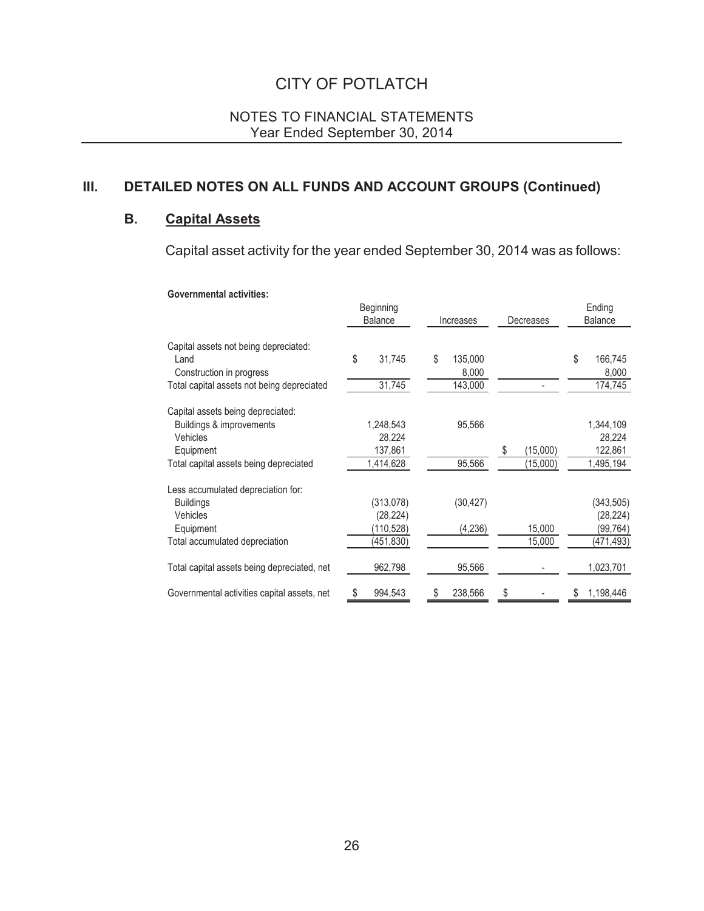# CITY OF POTLATCH

## NOTES TO FINANCIAL STATEMENTS
Year Ended September 30, 2014

## III. DETAILED NOTES ON ALL FUNDS AND ACCOUNT GROUPS (Continued)

### B. Capital Assets

Capital asset activity for the year ended September 30, 2014 was as follows:

**Governmental activities:**

| | Beginning Balance | Increases | Decreases | Ending Balance |
|---|---|---|---|---|
| Capital assets not being depreciated: | | | | |
| Land | $ 31,745 | $ 135,000 | | $ 166,745 |
| Construction in progress | | 8,000 | | 8,000 |
| Total capital assets not being depreciated | 31,745 | 143,000 | - | 174,745 |
| Capital assets being depreciated: | | | | |
| Buildings & improvements | 1,248,543 | 95,566 | | 1,344,109 |
| Vehicles | 28,224 | | | 28,224 |
| Equipment | 137,861 | | $ (15,000) | 122,861 |
| Total capital assets being depreciated | 1,414,628 | 95,566 | (15,000) | 1,495,194 |
| Less accumulated depreciation for: | | | | |
| Buildings | (313,078) | (30,427) | | (343,505) |
| Vehicles | (28,224) | | | (28,224) |
| Equipment | (110,528) | (4,236) | 15,000 | (99,764) |
| Total accumulated depreciation | (451,830) | | 15,000 | (471,493) |
| Total capital assets being depreciated, net | 962,798 | 95,566 | - | 1,023,701 |
| Governmental activities capital assets, net | $ 994,543 | $ 238,566 | $ - | $ 1,198,446 |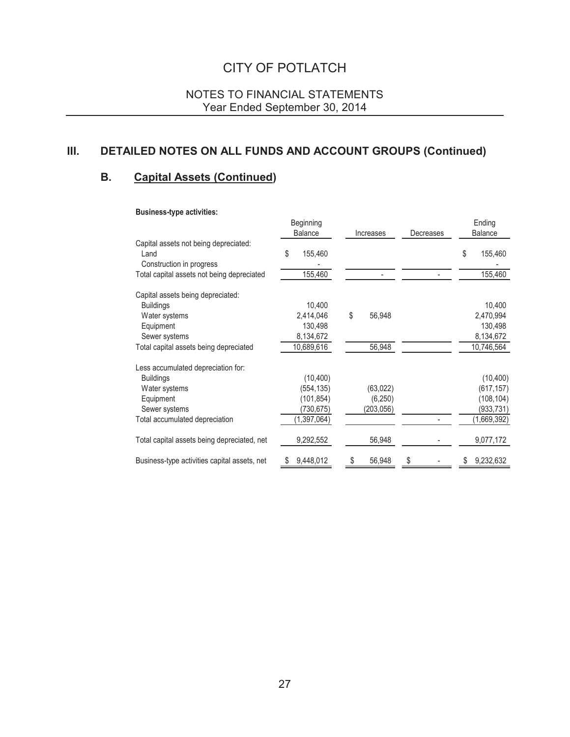# CITY OF POTLATCH

## NOTES TO FINANCIAL STATEMENTS
Year Ended September 30, 2014

## III. DETAILED NOTES ON ALL FUNDS AND ACCOUNT GROUPS (Continued)

### B. Capital Assets (Continued)

**Business-type activities:**

| | Beginning Balance | Increases | Decreases | Ending Balance |
|---|---|---|---|---|
| Capital assets not being depreciated: | | | | |
| Land | $ 155,460 | | | $ 155,460 |
| Construction in progress | - | | | - |
| Total capital assets not being depreciated | 155,460 | - | - | 155,460 |
| Capital assets being depreciated: | | | | |
| Buildings | 10,400 | | | 10,400 |
| Water systems | 2,414,046 | $ 56,948 | | 2,470,994 |
| Equipment | 130,498 | | | 130,498 |
| Sewer systems | 8,134,672 | | | 8,134,672 |
| Total capital assets being depreciated | 10,689,616 | 56,948 | | 10,746,564 |
| Less accumulated depreciation for: | | | | |
| Buildings | (10,400) | | | (10,400) |
| Water systems | (554,135) | (63,022) | | (617,157) |
| Equipment | (101,854) | (6,250) | | (108,104) |
| Sewer systems | (730,675) | (203,056) | | (933,731) |
| Total accumulated depreciation | (1,397,064) | | - | (1,669,392) |
| Total capital assets being depreciated, net | 9,292,552 | 56,948 | - | 9,077,172 |
| Business-type activities capital assets, net | $ 9,448,012 | $ 56,948 | $ - | $ 9,232,632 |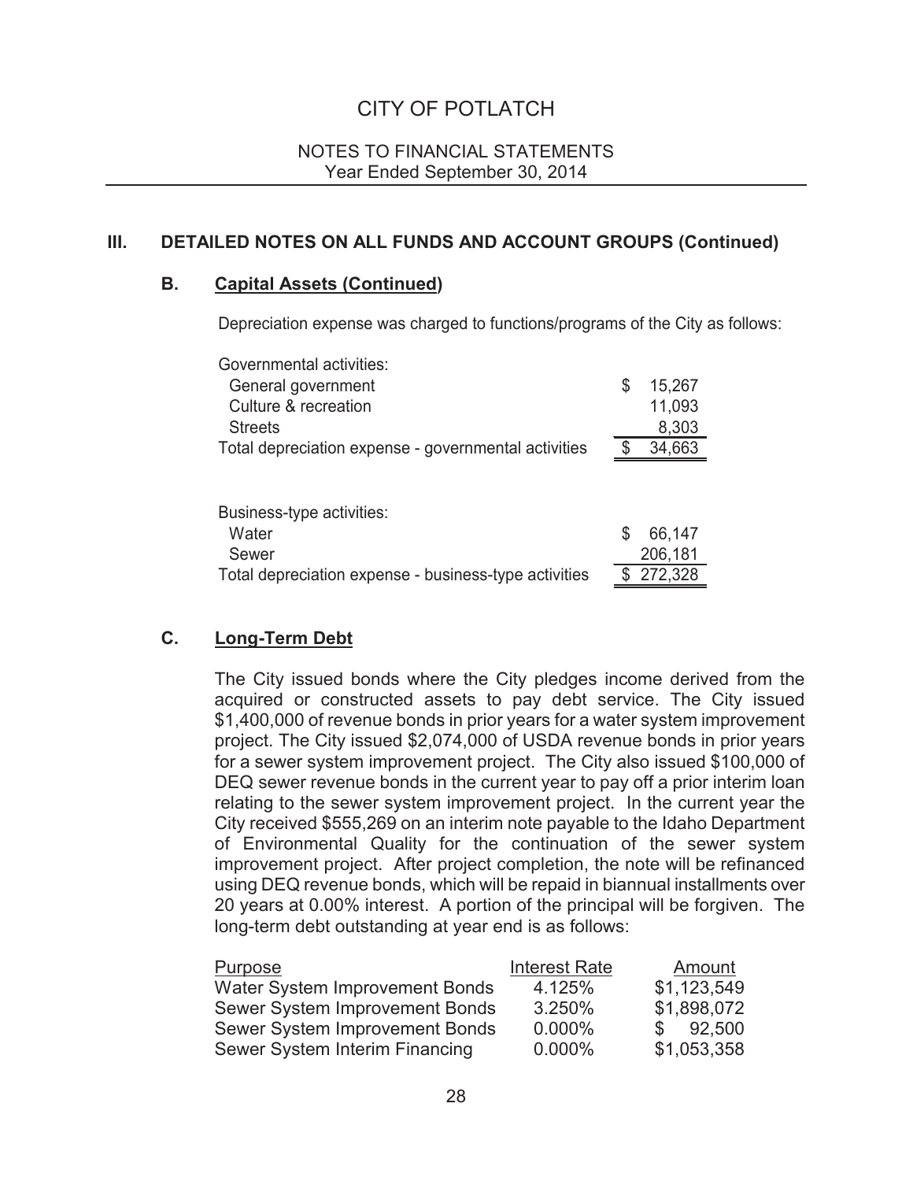## III. DETAILED NOTES ON ALL FUNDS AND ACCOUNT GROUPS (Continued)

### B. Capital Assets (Continued)

Depreciation expense was charged to functions/programs of the City as follows:

| | |
|---|---|
| Governmental activities: | |
| General government | $ 15,267 |
| Culture & recreation | 11,093 |
| Streets | 8,303 |
| Total depreciation expense - governmental activities | $ 34,663 |

| | |
|---|---|
| Business-type activities: | |
| Water | $ 66,147 |
| Sewer | 206,181 |
| Total depreciation expense - business-type activities | $ 272,328 |

### C. Long-Term Debt

The City issued bonds where the City pledges income derived from the acquired or constructed assets to pay debt service. The City issued $1,400,000 of revenue bonds in prior years for a water system improvement project. The City issued $2,074,000 of USDA revenue bonds in prior years for a sewer system improvement project. The City also issued $100,000 of DEQ sewer revenue bonds in the current year to pay off a prior interim loan relating to the sewer system improvement project. In the current year the City received $555,269 on an interim note payable to the Idaho Department of Environmental Quality for the continuation of the sewer system improvement project. After project completion, the note will be refinanced using DEQ revenue bonds, which will be repaid in biannual installments over 20 years at 0.00% interest. A portion of the principal will be forgiven. The long-term debt outstanding at year end is as follows:

| Purpose | Interest Rate | Amount |
|---|---|---|
| Water System Improvement Bonds | 4.125% | $1,123,549 |
| Sewer System Improvement Bonds | 3.250% | $1,898,072 |
| Sewer System Improvement Bonds | 0.000% | $ 92,500 |
| Sewer System Interim Financing | 0.000% | $1,053,358 |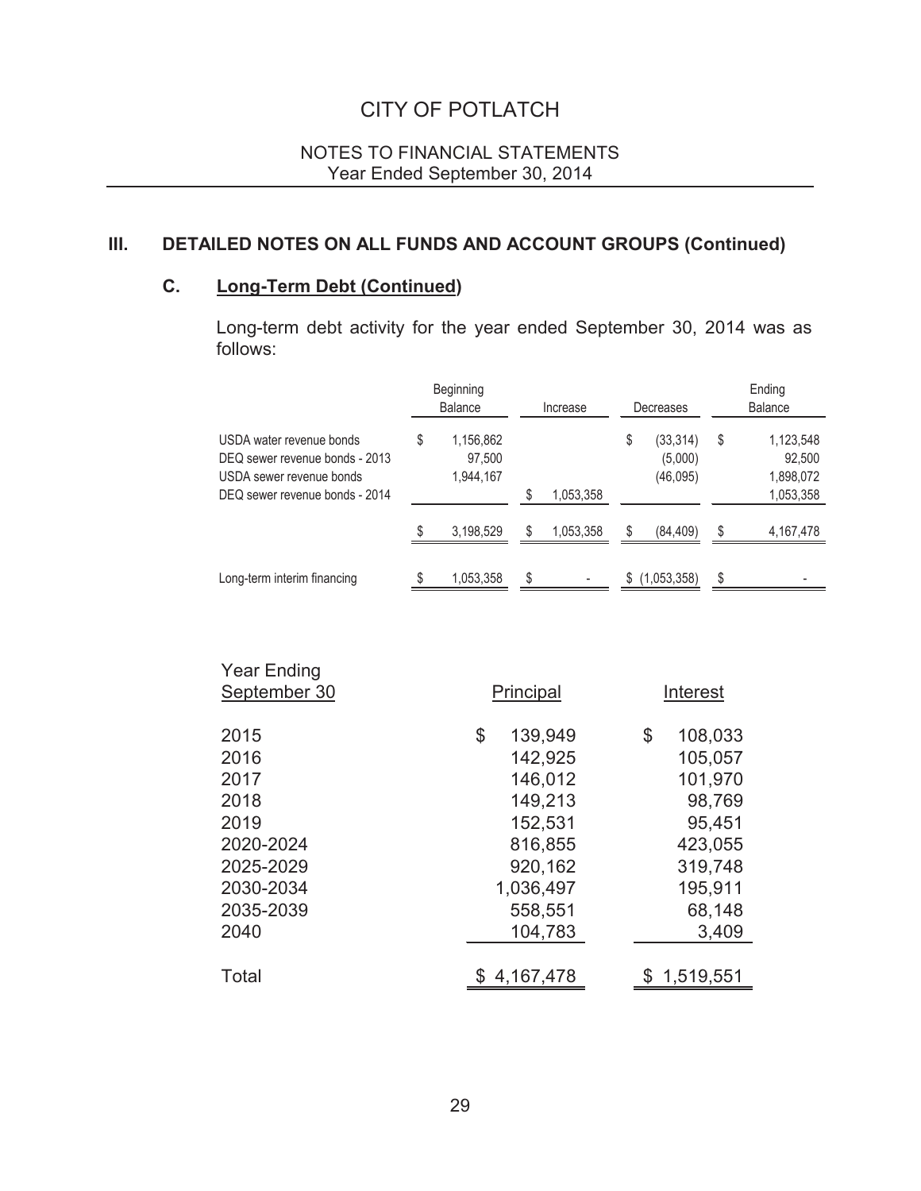# CITY OF POTLATCH

## NOTES TO FINANCIAL STATEMENTS
Year Ended September 30, 2014

## III. DETAILED NOTES ON ALL FUNDS AND ACCOUNT GROUPS (Continued)

### C. Long-Term Debt (Continued)

Long-term debt activity for the year ended September 30, 2014 was as follows:

| | Beginning Balance | Increase | Decreases | Ending Balance |
|---|---|---|---|---|
| USDA water revenue bonds | $ 1,156,862 | | $ (33,314) | $ 1,123,548 |
| DEQ sewer revenue bonds - 2013 | 97,500 | | (5,000) | 92,500 |
| USDA sewer revenue bonds | 1,944,167 | | (46,095) | 1,898,072 |
| DEQ sewer revenue bonds - 2014 | | $ 1,053,358 | | 1,053,358 |
| | $ 3,198,529 | $ 1,053,358 | $ (84,409) | $ 4,167,478 |
| Long-term interim financing | $ 1,053,358 | $ - | $ (1,053,358) | $ - |

| Year Ending September 30 | Principal | Interest |
|---|---|---|
| 2015 | $ 139,949 | $ 108,033 |
| 2016 | 142,925 | 105,057 |
| 2017 | 146,012 | 101,970 |
| 2018 | 149,213 | 98,769 |
| 2019 | 152,531 | 95,451 |
| 2020-2024 | 816,855 | 423,055 |
| 2025-2029 | 920,162 | 319,748 |
| 2030-2034 | 1,036,497 | 195,911 |
| 2035-2039 | 558,551 | 68,148 |
| 2040 | 104,783 | 3,409 |
| Total | $ 4,167,478 | $ 1,519,551 |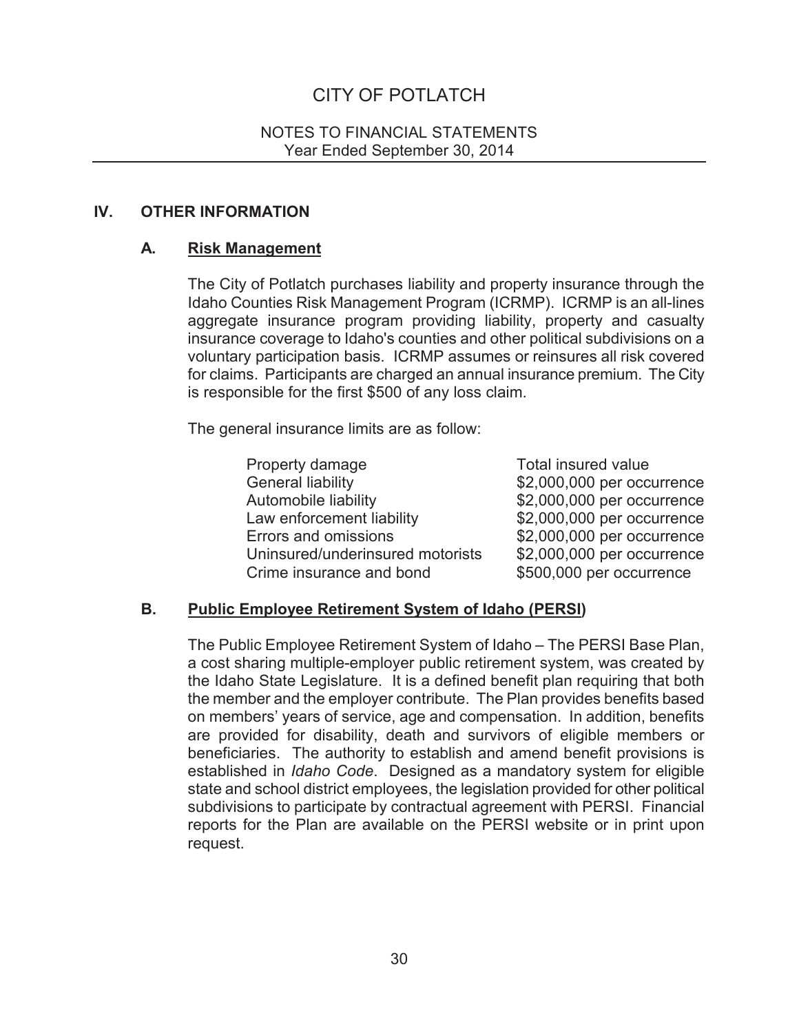# CITY OF POTLATCH

NOTES TO FINANCIAL STATEMENTS
Year Ended September 30, 2014

## IV. OTHER INFORMATION

### A. Risk Management

The City of Potlatch purchases liability and property insurance through the Idaho Counties Risk Management Program (ICRMP). ICRMP is an all-lines aggregate insurance program providing liability, property and casualty insurance coverage to Idaho's counties and other political subdivisions on a voluntary participation basis. ICRMP assumes or reinsures all risk covered for claims. Participants are charged an annual insurance premium. The City is responsible for the first $500 of any loss claim.

The general insurance limits are as follow:

| | |
|---|---|
| Property damage | Total insured value |
| General liability | $2,000,000 per occurrence |
| Automobile liability | $2,000,000 per occurrence |
| Law enforcement liability | $2,000,000 per occurrence |
| Errors and omissions | $2,000,000 per occurrence |
| Uninsured/underinsured motorists | $2,000,000 per occurrence |
| Crime insurance and bond | $500,000 per occurrence |

### B. Public Employee Retirement System of Idaho (PERSI)

The Public Employee Retirement System of Idaho – The PERSI Base Plan, a cost sharing multiple-employer public retirement system, was created by the Idaho State Legislature. It is a defined benefit plan requiring that both the member and the employer contribute. The Plan provides benefits based on members' years of service, age and compensation. In addition, benefits are provided for disability, death and survivors of eligible members or beneficiaries. The authority to establish and amend benefit provisions is established in *Idaho Code*. Designed as a mandatory system for eligible state and school district employees, the legislation provided for other political subdivisions to participate by contractual agreement with PERSI. Financial reports for the Plan are available on the PERSI website or in print upon request.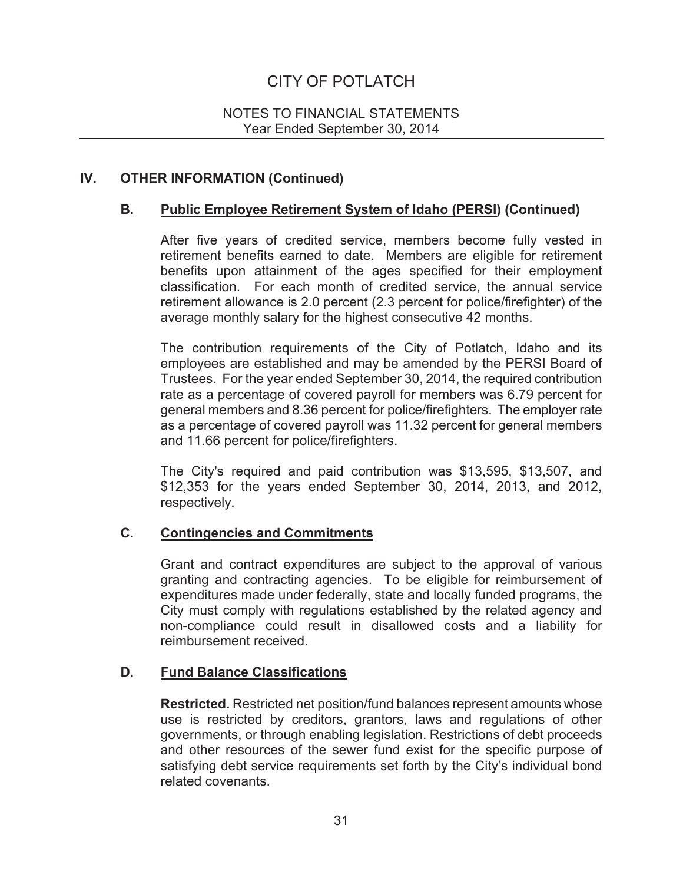## IV. OTHER INFORMATION (Continued)

### B. Public Employee Retirement System of Idaho (PERSI) (Continued)

After five years of credited service, members become fully vested in retirement benefits earned to date. Members are eligible for retirement benefits upon attainment of the ages specified for their employment classification. For each month of credited service, the annual service retirement allowance is 2.0 percent (2.3 percent for police/firefighter) of the average monthly salary for the highest consecutive 42 months.

The contribution requirements of the City of Potlatch, Idaho and its employees are established and may be amended by the PERSI Board of Trustees. For the year ended September 30, 2014, the required contribution rate as a percentage of covered payroll for members was 6.79 percent for general members and 8.36 percent for police/firefighters. The employer rate as a percentage of covered payroll was 11.32 percent for general members and 11.66 percent for police/firefighters.

The City's required and paid contribution was \$13,595, \$13,507, and \$12,353 for the years ended September 30, 2014, 2013, and 2012, respectively.

### C. Contingencies and Commitments

Grant and contract expenditures are subject to the approval of various granting and contracting agencies. To be eligible for reimbursement of expenditures made under federally, state and locally funded programs, the City must comply with regulations established by the related agency and non-compliance could result in disallowed costs and a liability for reimbursement received.

### D. Fund Balance Classifications

**Restricted.** Restricted net position/fund balances represent amounts whose use is restricted by creditors, grantors, laws and regulations of other governments, or through enabling legislation. Restrictions of debt proceeds and other resources of the sewer fund exist for the specific purpose of satisfying debt service requirements set forth by the City's individual bond related covenants.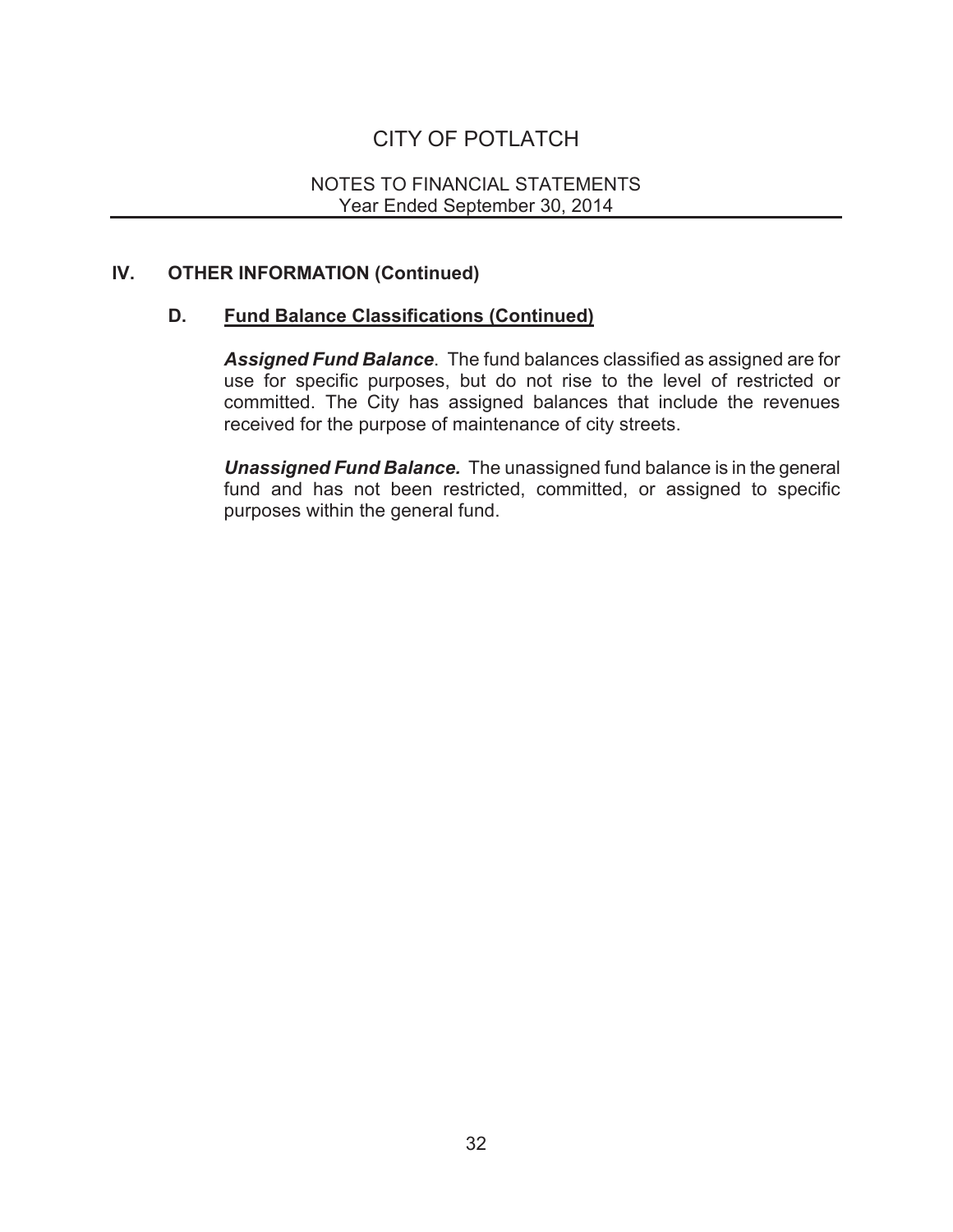## IV. OTHER INFORMATION (Continued)

### D. Fund Balance Classifications (Continued)

***Assigned Fund Balance***. The fund balances classified as assigned are for use for specific purposes, but do not rise to the level of restricted or committed. The City has assigned balances that include the revenues received for the purpose of maintenance of city streets.

***Unassigned Fund Balance.*** The unassigned fund balance is in the general fund and has not been restricted, committed, or assigned to specific purposes within the general fund.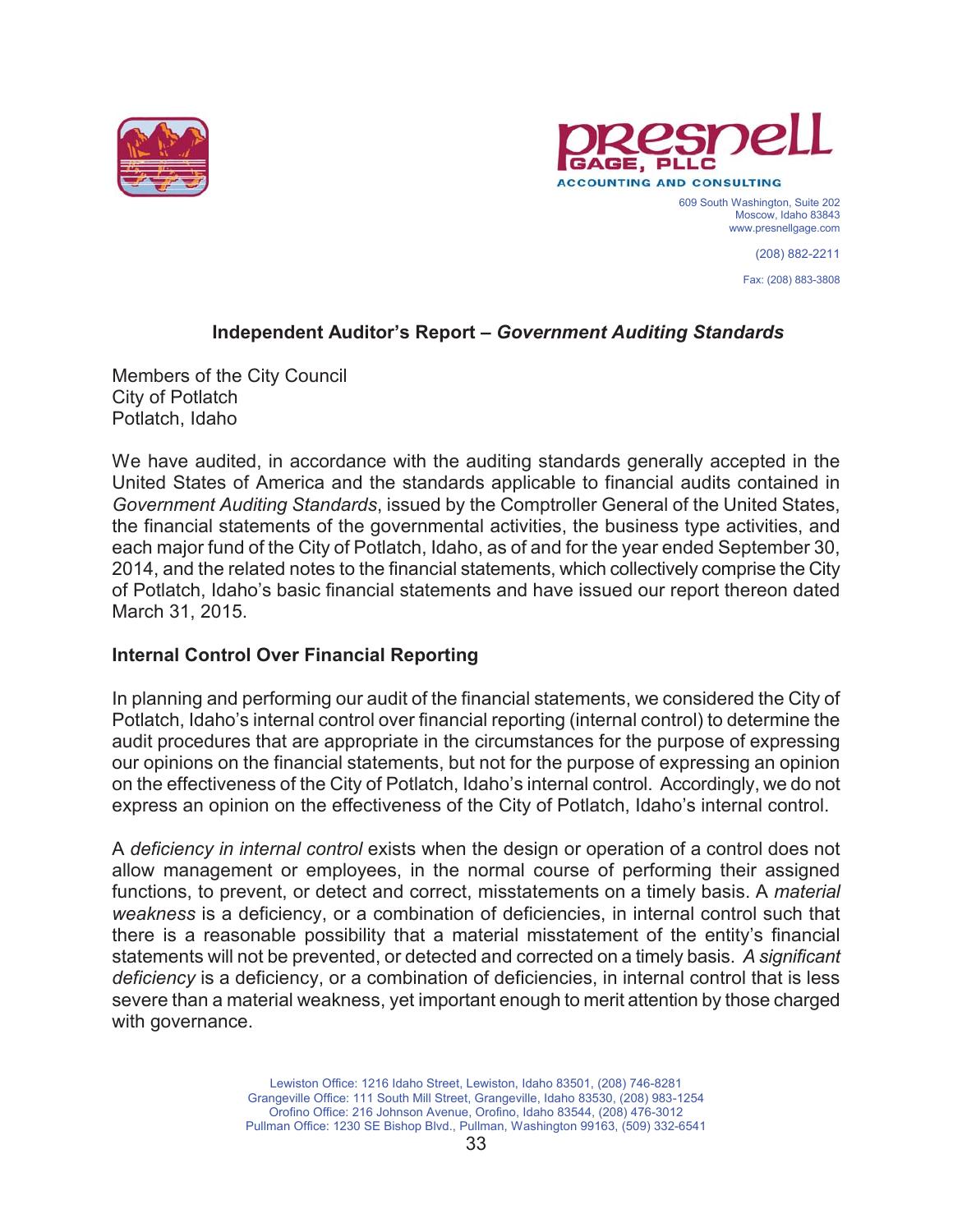**Presnell Gage, PLLC**
ACCOUNTING AND CONSULTING

609 South Washington, Suite 202
Moscow, Idaho 83843
www.presnellgage.com

(208) 882-2211

Fax: (208) 883-3808

## Independent Auditor's Report – *Government Auditing Standards*

Members of the City Council
City of Potlatch
Potlatch, Idaho

We have audited, in accordance with the auditing standards generally accepted in the United States of America and the standards applicable to financial audits contained in *Government Auditing Standards*, issued by the Comptroller General of the United States, the financial statements of the governmental activities, the business type activities, and each major fund of the City of Potlatch, Idaho, as of and for the year ended September 30, 2014, and the related notes to the financial statements, which collectively comprise the City of Potlatch, Idaho's basic financial statements and have issued our report thereon dated March 31, 2015.

### Internal Control Over Financial Reporting

In planning and performing our audit of the financial statements, we considered the City of Potlatch, Idaho's internal control over financial reporting (internal control) to determine the audit procedures that are appropriate in the circumstances for the purpose of expressing our opinions on the financial statements, but not for the purpose of expressing an opinion on the effectiveness of the City of Potlatch, Idaho's internal control. Accordingly, we do not express an opinion on the effectiveness of the City of Potlatch, Idaho's internal control.

A *deficiency in internal control* exists when the design or operation of a control does not allow management or employees, in the normal course of performing their assigned functions, to prevent, or detect and correct, misstatements on a timely basis. A *material weakness* is a deficiency, or a combination of deficiencies, in internal control such that there is a reasonable possibility that a material misstatement of the entity's financial statements will not be prevented, or detected and corrected on a timely basis. *A significant deficiency* is a deficiency, or a combination of deficiencies, in internal control that is less severe than a material weakness, yet important enough to merit attention by those charged with governance.

Lewiston Office: 1216 Idaho Street, Lewiston, Idaho 83501, (208) 746-8281
Grangeville Office: 111 South Mill Street, Grangeville, Idaho 83530, (208) 983-1254
Orofino Office: 216 Johnson Avenue, Orofino, Idaho 83544, (208) 476-3012
Pullman Office: 1230 SE Bishop Blvd., Pullman, Washington 99163, (509) 332-6541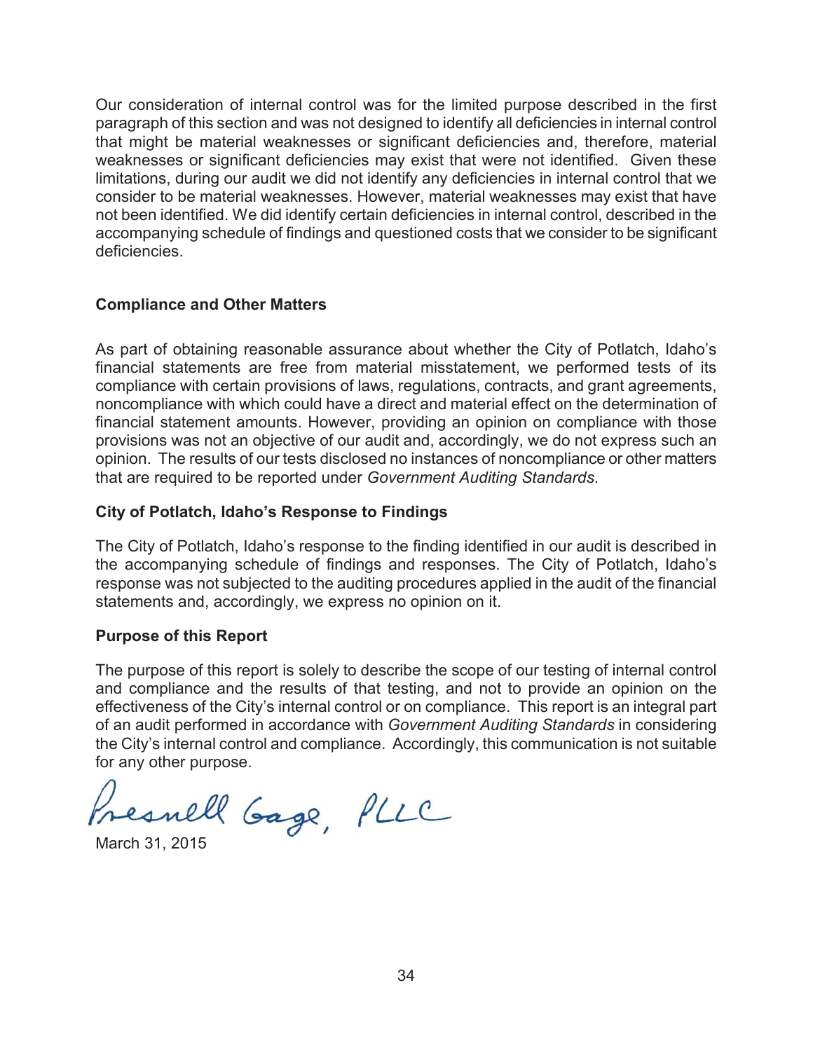Our consideration of internal control was for the limited purpose described in the first paragraph of this section and was not designed to identify all deficiencies in internal control that might be material weaknesses or significant deficiencies and, therefore, material weaknesses or significant deficiencies may exist that were not identified. Given these limitations, during our audit we did not identify any deficiencies in internal control that we consider to be material weaknesses. However, material weaknesses may exist that have not been identified. We did identify certain deficiencies in internal control, described in the accompanying schedule of findings and questioned costs that we consider to be significant deficiencies.

**Compliance and Other Matters**

As part of obtaining reasonable assurance about whether the City of Potlatch, Idaho's financial statements are free from material misstatement, we performed tests of its compliance with certain provisions of laws, regulations, contracts, and grant agreements, noncompliance with which could have a direct and material effect on the determination of financial statement amounts. However, providing an opinion on compliance with those provisions was not an objective of our audit and, accordingly, we do not express such an opinion. The results of our tests disclosed no instances of noncompliance or other matters that are required to be reported under *Government Auditing Standards*.

**City of Potlatch, Idaho's Response to Findings**

The City of Potlatch, Idaho's response to the finding identified in our audit is described in the accompanying schedule of findings and responses. The City of Potlatch, Idaho's response was not subjected to the auditing procedures applied in the audit of the financial statements and, accordingly, we express no opinion on it.

**Purpose of this Report**

The purpose of this report is solely to describe the scope of our testing of internal control and compliance and the results of that testing, and not to provide an opinion on the effectiveness of the City's internal control or on compliance. This report is an integral part of an audit performed in accordance with *Government Auditing Standards* in considering the City's internal control and compliance. Accordingly, this communication is not suitable for any other purpose.

Presnell Gage, PLLC

March 31, 2015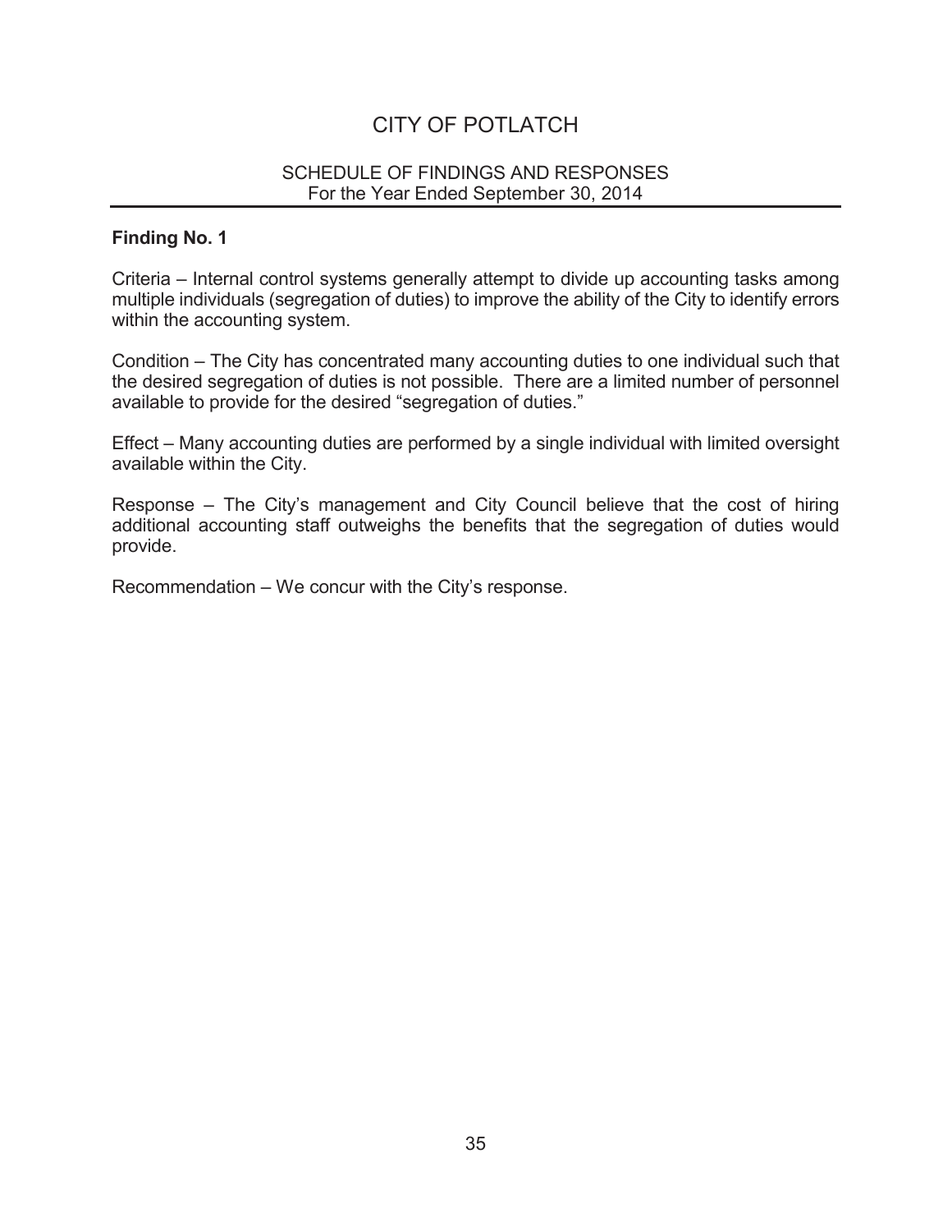# CITY OF POTLATCH

## SCHEDULE OF FINDINGS AND RESPONSES
For the Year Ended September 30, 2014

**Finding No. 1**

Criteria – Internal control systems generally attempt to divide up accounting tasks among multiple individuals (segregation of duties) to improve the ability of the City to identify errors within the accounting system.

Condition – The City has concentrated many accounting duties to one individual such that the desired segregation of duties is not possible. There are a limited number of personnel available to provide for the desired "segregation of duties."

Effect – Many accounting duties are performed by a single individual with limited oversight available within the City.

Response – The City's management and City Council believe that the cost of hiring additional accounting staff outweighs the benefits that the segregation of duties would provide.

Recommendation – We concur with the City's response.